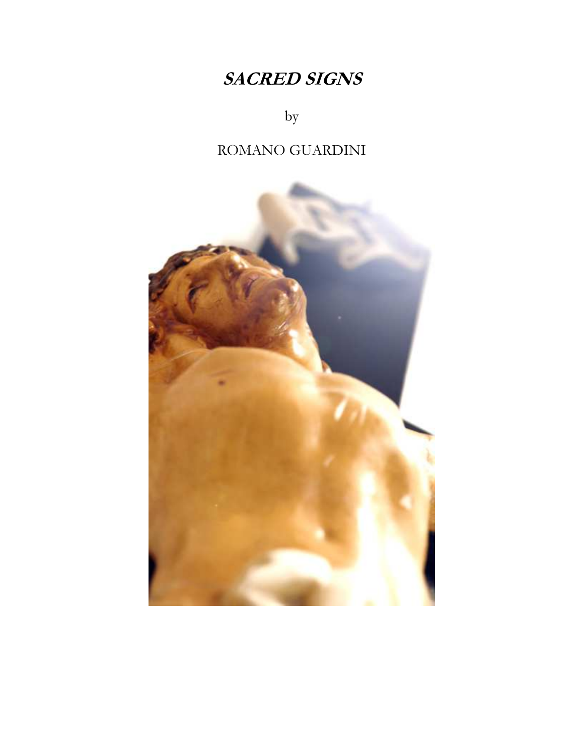# *SACRED SIGNS*

by

ROMANO GUARDINI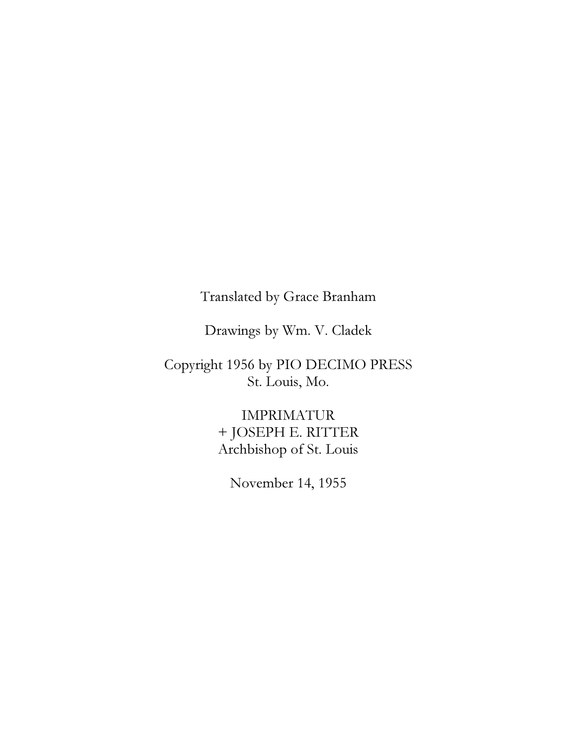Translated by Grace Branham

Drawings by Wm. V. Cladek

Copyright 1956 by PIO DECIMO PRESS  
St. Louis, Mo.

IMPRIMATUR  
+ JOSEPH E. RITTER  
Archbishop of St. Louis

November 14, 1955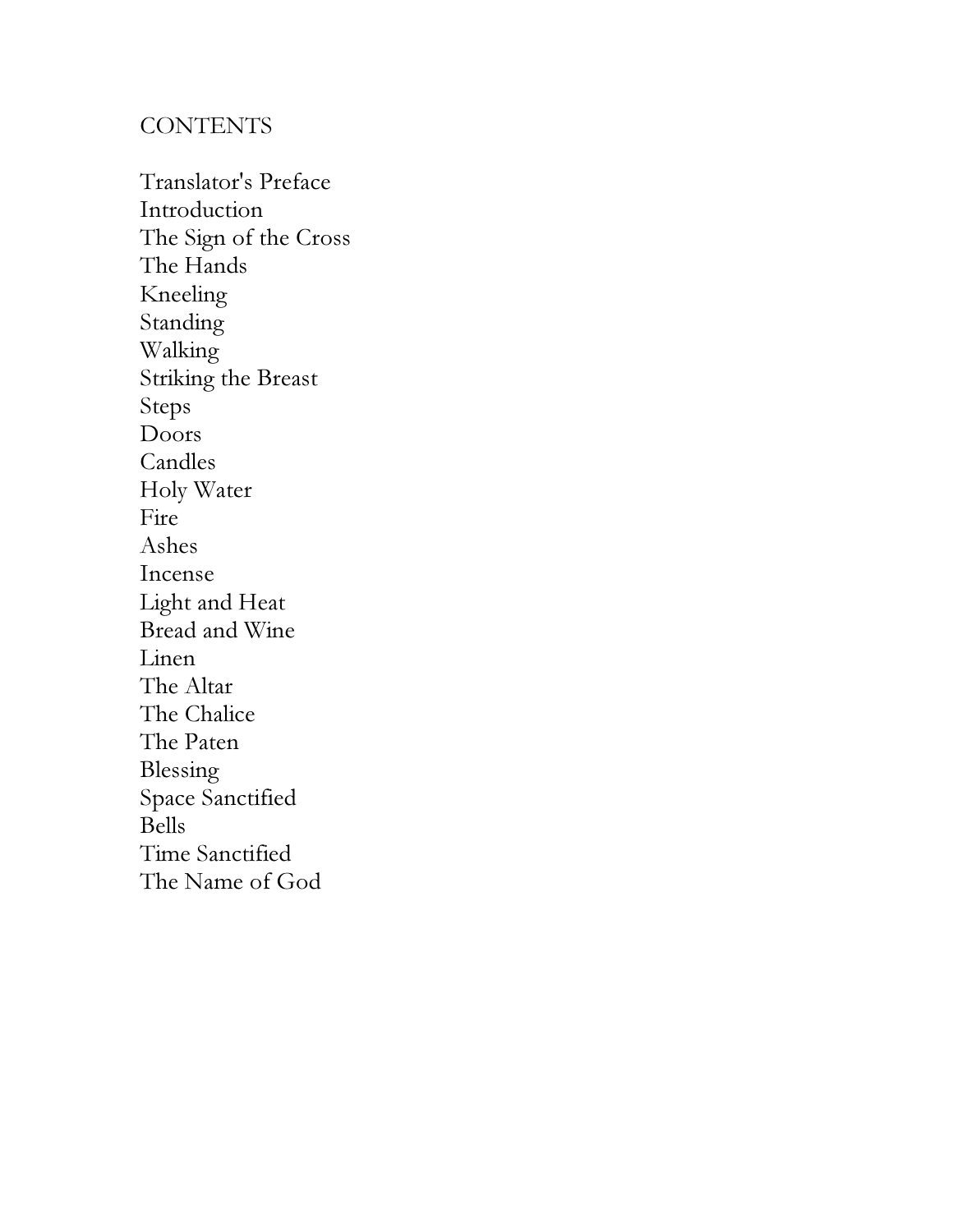# CONTENTS

Translator's Preface
Introduction
The Sign of the Cross
The Hands
Kneeling
Standing
Walking
Striking the Breast
Steps
Doors
Candles
Holy Water
Fire
Ashes
Incense
Light and Heat
Bread and Wine
Linen
The Altar
The Chalice
The Paten
Blessing
Space Sanctified
Bells
Time Sanctified
The Name of God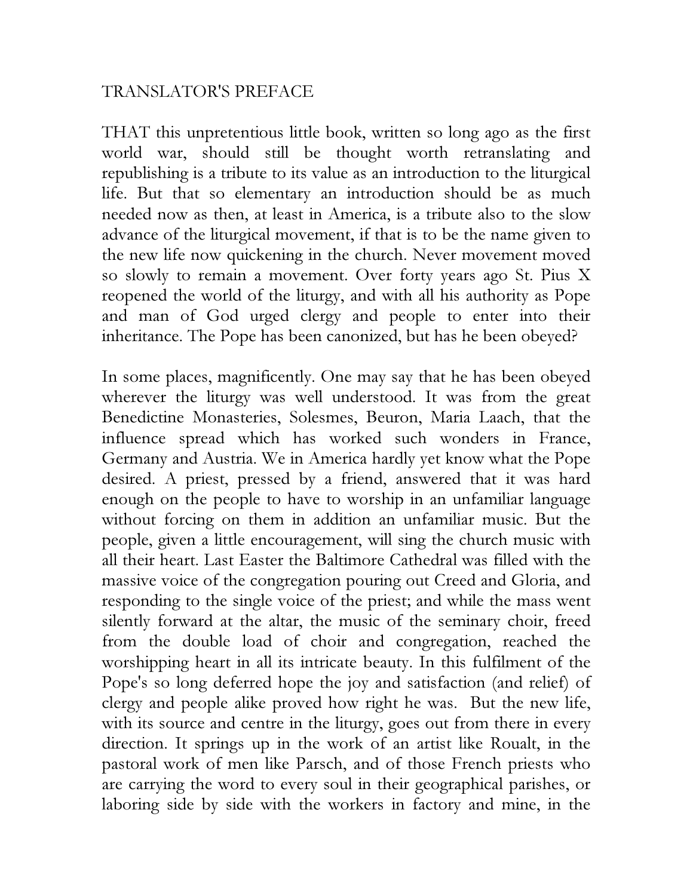# TRANSLATOR'S PREFACE

THAT this unpretentious little book, written so long ago as the first world war, should still be thought worth retranslating and republishing is a tribute to its value as an introduction to the liturgical life. But that so elementary an introduction should be as much needed now as then, at least in America, is a tribute also to the slow advance of the liturgical movement, if that is to be the name given to the new life now quickening in the church. Never movement moved so slowly to remain a movement. Over forty years ago St. Pius X reopened the world of the liturgy, and with all his authority as Pope and man of God urged clergy and people to enter into their inheritance. The Pope has been canonized, but has he been obeyed?

In some places, magnificently. One may say that he has been obeyed wherever the liturgy was well understood. It was from the great Benedictine Monasteries, Solesmes, Beuron, Maria Laach, that the influence spread which has worked such wonders in France, Germany and Austria. We in America hardly yet know what the Pope desired. A priest, pressed by a friend, answered that it was hard enough on the people to have to worship in an unfamiliar language without forcing on them in addition an unfamiliar music. But the people, given a little encouragement, will sing the church music with all their heart. Last Easter the Baltimore Cathedral was filled with the massive voice of the congregation pouring out Creed and Gloria, and responding to the single voice of the priest; and while the mass went silently forward at the altar, the music of the seminary choir, freed from the double load of choir and congregation, reached the worshipping heart in all its intricate beauty. In this fulfilment of the Pope's so long deferred hope the joy and satisfaction (and relief) of clergy and people alike proved how right he was. But the new life, with its source and centre in the liturgy, goes out from there in every direction. It springs up in the work of an artist like Roualt, in the pastoral work of men like Parsch, and of those French priests who are carrying the word to every soul in their geographical parishes, or laboring side by side with the workers in factory and mine, in the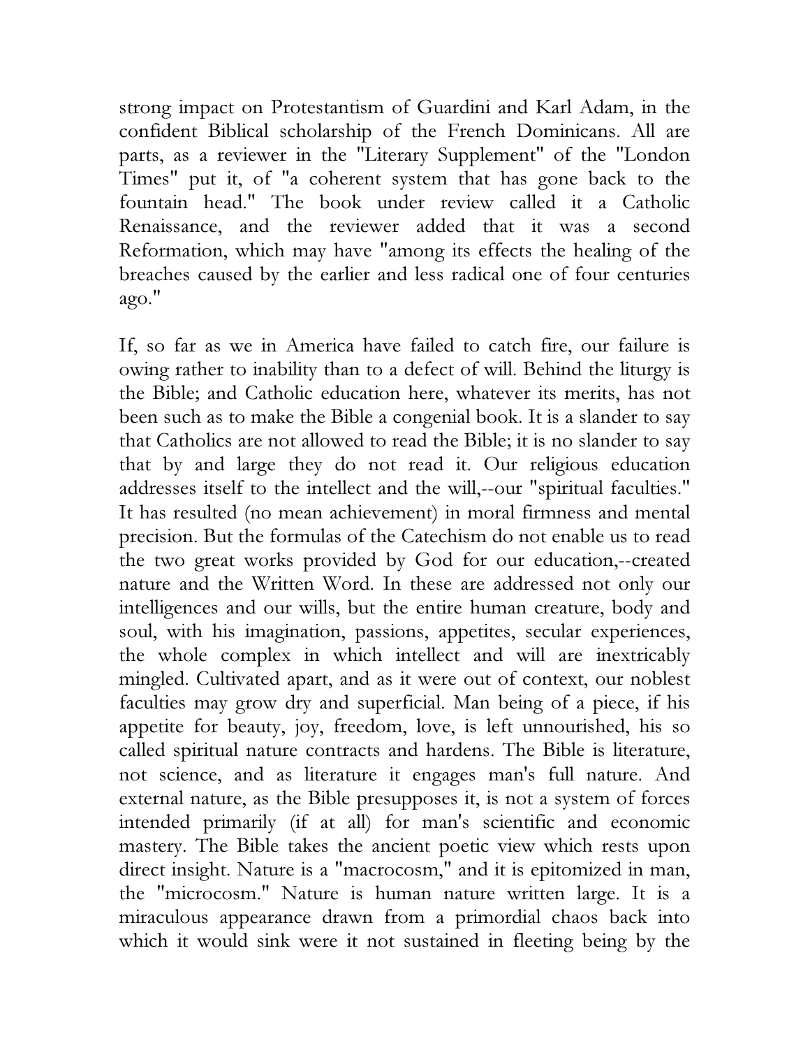strong impact on Protestantism of Guardini and Karl Adam, in the confident Biblical scholarship of the French Dominicans. All are parts, as a reviewer in the "Literary Supplement" of the "London Times" put it, of "a coherent system that has gone back to the fountain head." The book under review called it a Catholic Renaissance, and the reviewer added that it was a second Reformation, which may have "among its effects the healing of the breaches caused by the earlier and less radical one of four centuries ago."

If, so far as we in America have failed to catch fire, our failure is owing rather to inability than to a defect of will. Behind the liturgy is the Bible; and Catholic education here, whatever its merits, has not been such as to make the Bible a congenial book. It is a slander to say that Catholics are not allowed to read the Bible; it is no slander to say that by and large they do not read it. Our religious education addresses itself to the intellect and the will,--our "spiritual faculties." It has resulted (no mean achievement) in moral firmness and mental precision. But the formulas of the Catechism do not enable us to read the two great works provided by God for our education,--created nature and the Written Word. In these are addressed not only our intelligences and our wills, but the entire human creature, body and soul, with his imagination, passions, appetites, secular experiences, the whole complex in which intellect and will are inextricably mingled. Cultivated apart, and as it were out of context, our noblest faculties may grow dry and superficial. Man being of a piece, if his appetite for beauty, joy, freedom, love, is left unnourished, his so called spiritual nature contracts and hardens. The Bible is literature, not science, and as literature it engages man's full nature. And external nature, as the Bible presupposes it, is not a system of forces intended primarily (if at all) for man's scientific and economic mastery. The Bible takes the ancient poetic view which rests upon direct insight. Nature is a "macrocosm," and it is epitomized in man, the "microcosm." Nature is human nature written large. It is a miraculous appearance drawn from a primordial chaos back into which it would sink were it not sustained in fleeting being by the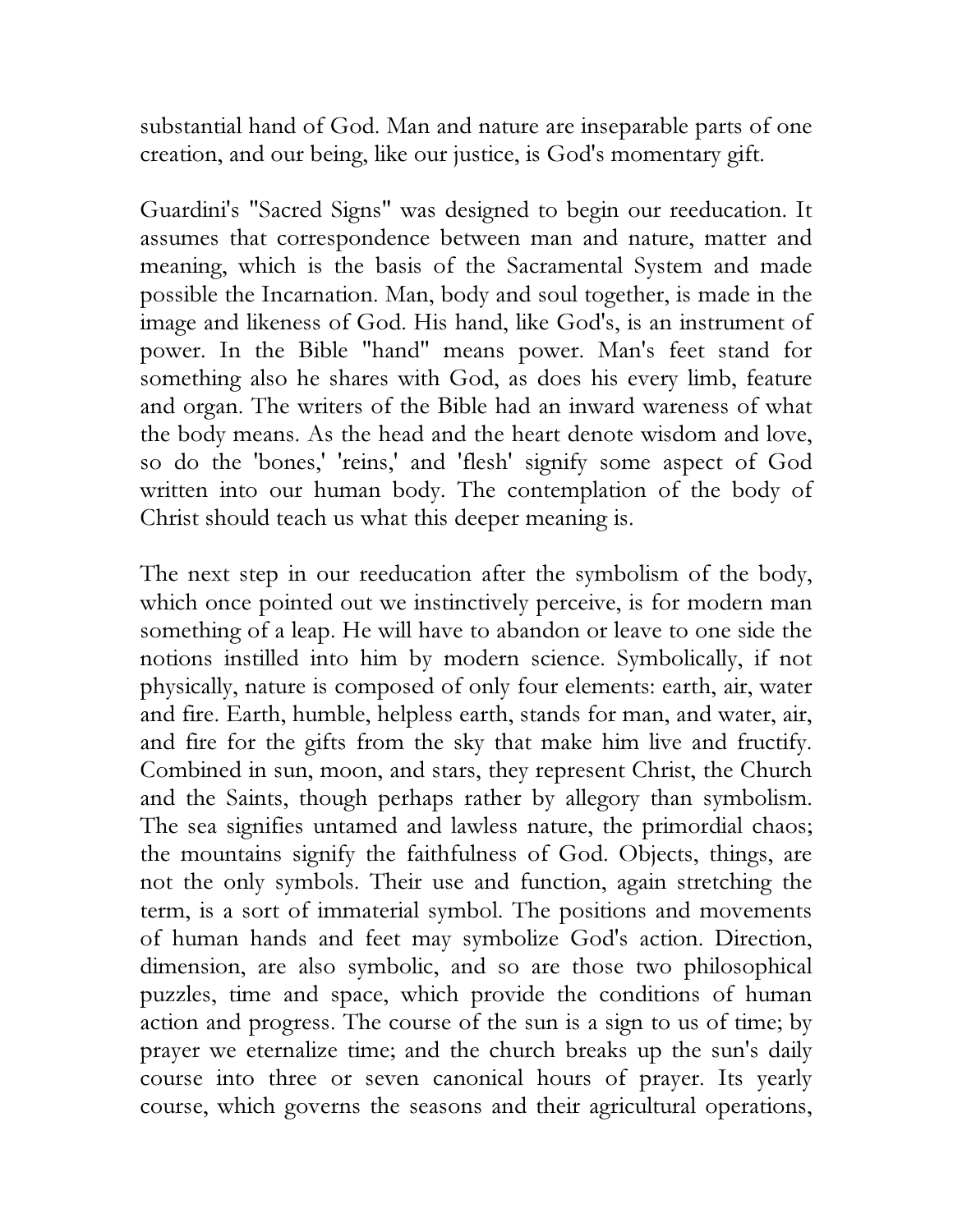substantial hand of God. Man and nature are inseparable parts of one creation, and our being, like our justice, is God's momentary gift.

Guardini's "Sacred Signs" was designed to begin our reeducation. It assumes that correspondence between man and nature, matter and meaning, which is the basis of the Sacramental System and made possible the Incarnation. Man, body and soul together, is made in the image and likeness of God. His hand, like God's, is an instrument of power. In the Bible "hand" means power. Man's feet stand for something also he shares with God, as does his every limb, feature and organ. The writers of the Bible had an inward wareness of what the body means. As the head and the heart denote wisdom and love, so do the 'bones,' 'reins,' and 'flesh' signify some aspect of God written into our human body. The contemplation of the body of Christ should teach us what this deeper meaning is.

The next step in our reeducation after the symbolism of the body, which once pointed out we instinctively perceive, is for modern man something of a leap. He will have to abandon or leave to one side the notions instilled into him by modern science. Symbolically, if not physically, nature is composed of only four elements: earth, air, water and fire. Earth, humble, helpless earth, stands for man, and water, air, and fire for the gifts from the sky that make him live and fructify. Combined in sun, moon, and stars, they represent Christ, the Church and the Saints, though perhaps rather by allegory than symbolism. The sea signifies untamed and lawless nature, the primordial chaos; the mountains signify the faithfulness of God. Objects, things, are not the only symbols. Their use and function, again stretching the term, is a sort of immaterial symbol. The positions and movements of human hands and feet may symbolize God's action. Direction, dimension, are also symbolic, and so are those two philosophical puzzles, time and space, which provide the conditions of human action and progress. The course of the sun is a sign to us of time; by prayer we eternalize time; and the church breaks up the sun's daily course into three or seven canonical hours of prayer. Its yearly course, which governs the seasons and their agricultural operations,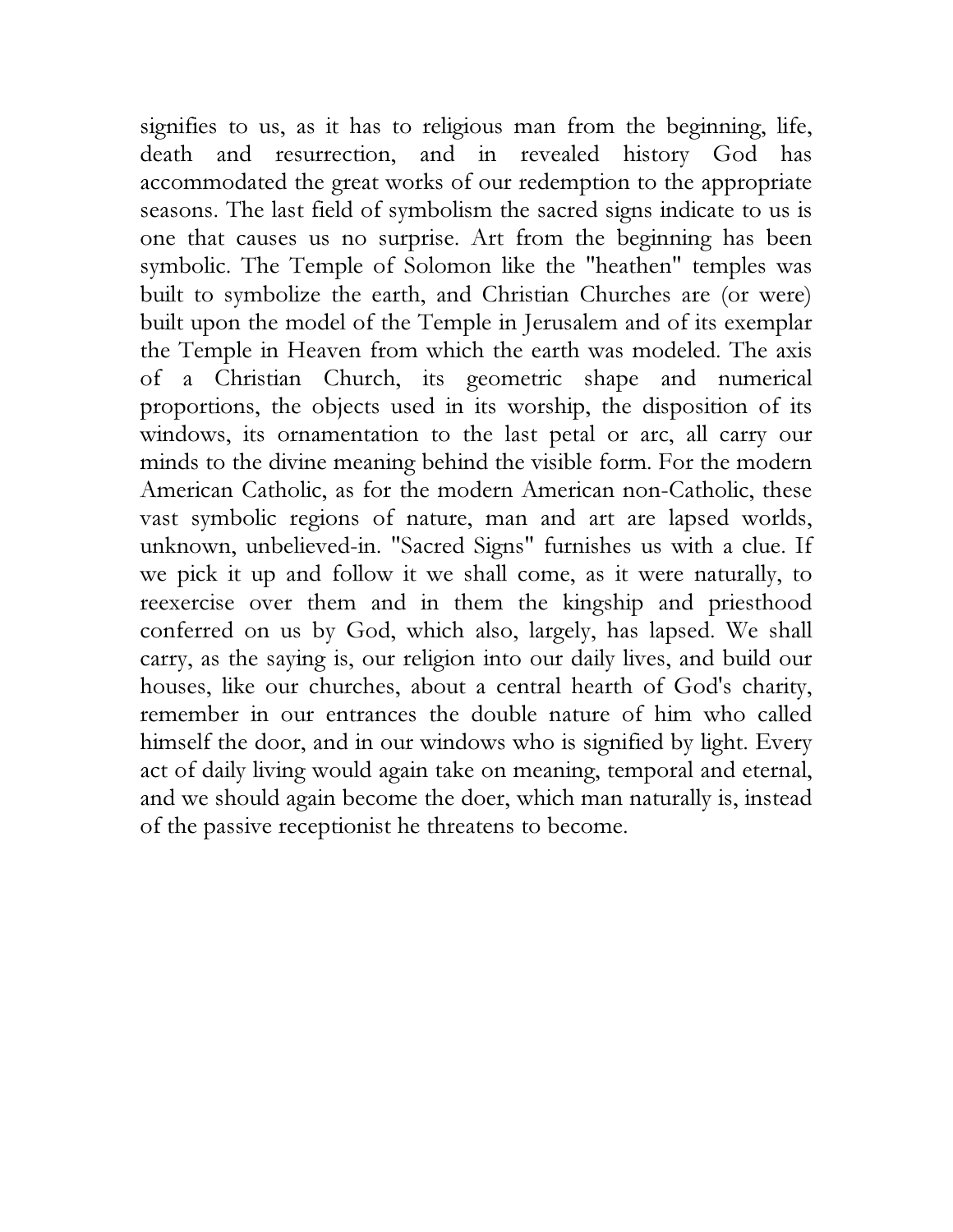signifies to us, as it has to religious man from the beginning, life, death and resurrection, and in revealed history God has accommodated the great works of our redemption to the appropriate seasons. The last field of symbolism the sacred signs indicate to us is one that causes us no surprise. Art from the beginning has been symbolic. The Temple of Solomon like the "heathen" temples was built to symbolize the earth, and Christian Churches are (or were) built upon the model of the Temple in Jerusalem and of its exemplar the Temple in Heaven from which the earth was modeled. The axis of a Christian Church, its geometric shape and numerical proportions, the objects used in its worship, the disposition of its windows, its ornamentation to the last petal or arc, all carry our minds to the divine meaning behind the visible form. For the modern American Catholic, as for the modern American non-Catholic, these vast symbolic regions of nature, man and art are lapsed worlds, unknown, unbelieved-in. "Sacred Signs" furnishes us with a clue. If we pick it up and follow it we shall come, as it were naturally, to reexercise over them and in them the kingship and priesthood conferred on us by God, which also, largely, has lapsed. We shall carry, as the saying is, our religion into our daily lives, and build our houses, like our churches, about a central hearth of God's charity, remember in our entrances the double nature of him who called himself the door, and in our windows who is signified by light. Every act of daily living would again take on meaning, temporal and eternal, and we should again become the doer, which man naturally is, instead of the passive receptionist he threatens to become.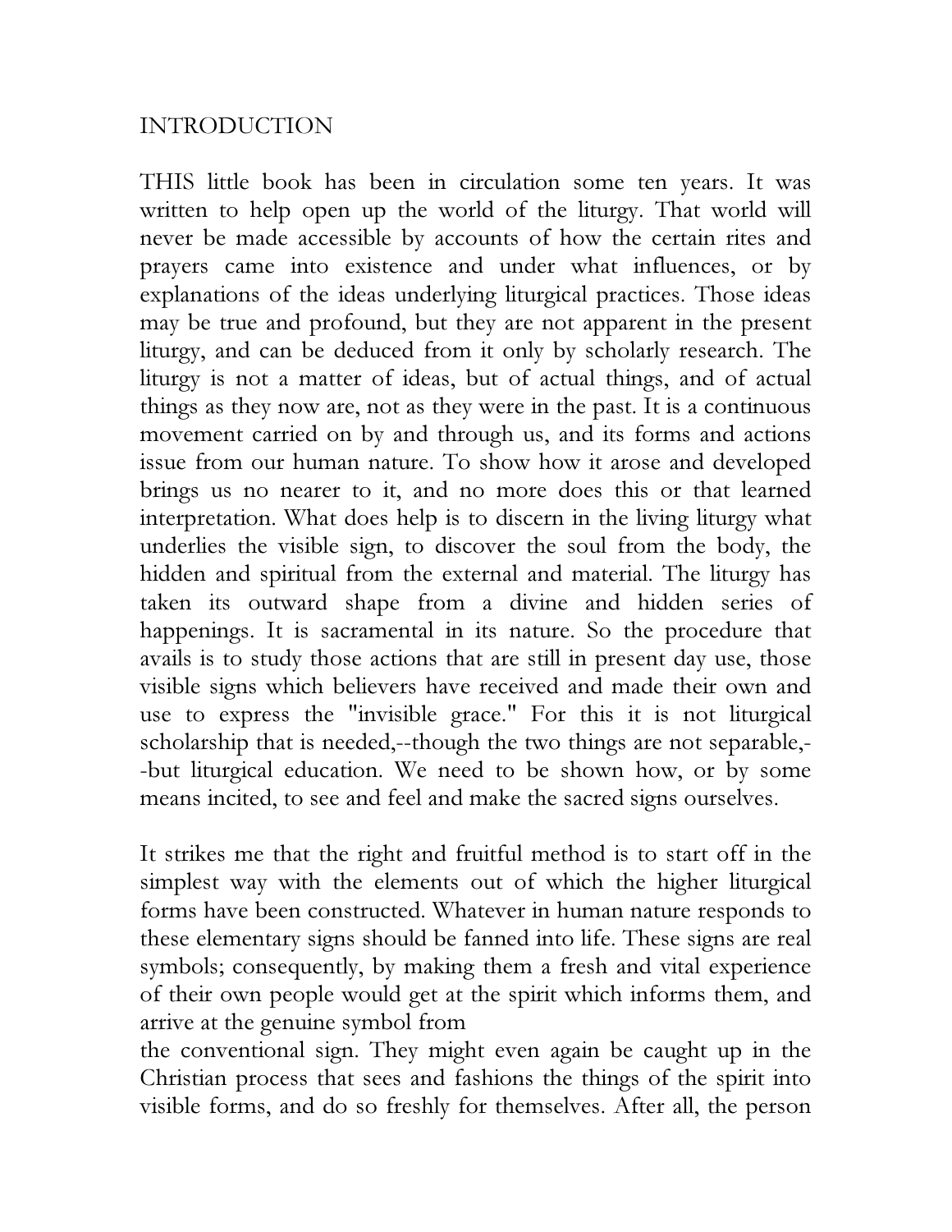# INTRODUCTION

THIS little book has been in circulation some ten years. It was written to help open up the world of the liturgy. That world will never be made accessible by accounts of how the certain rites and prayers came into existence and under what influences, or by explanations of the ideas underlying liturgical practices. Those ideas may be true and profound, but they are not apparent in the present liturgy, and can be deduced from it only by scholarly research. The liturgy is not a matter of ideas, but of actual things, and of actual things as they now are, not as they were in the past. It is a continuous movement carried on by and through us, and its forms and actions issue from our human nature. To show how it arose and developed brings us no nearer to it, and no more does this or that learned interpretation. What does help is to discern in the living liturgy what underlies the visible sign, to discover the soul from the body, the hidden and spiritual from the external and material. The liturgy has taken its outward shape from a divine and hidden series of happenings. It is sacramental in its nature. So the procedure that avails is to study those actions that are still in present day use, those visible signs which believers have received and made their own and use to express the "invisible grace." For this it is not liturgical scholarship that is needed,--though the two things are not separable,--but liturgical education. We need to be shown how, or by some means incited, to see and feel and make the sacred signs ourselves.

It strikes me that the right and fruitful method is to start off in the simplest way with the elements out of which the higher liturgical forms have been constructed. Whatever in human nature responds to these elementary signs should be fanned into life. These signs are real symbols; consequently, by making them a fresh and vital experience of their own people would get at the spirit which informs them, and arrive at the genuine symbol from the conventional sign. They might even again be caught up in the Christian process that sees and fashions the things of the spirit into visible forms, and do so freshly for themselves. After all, the person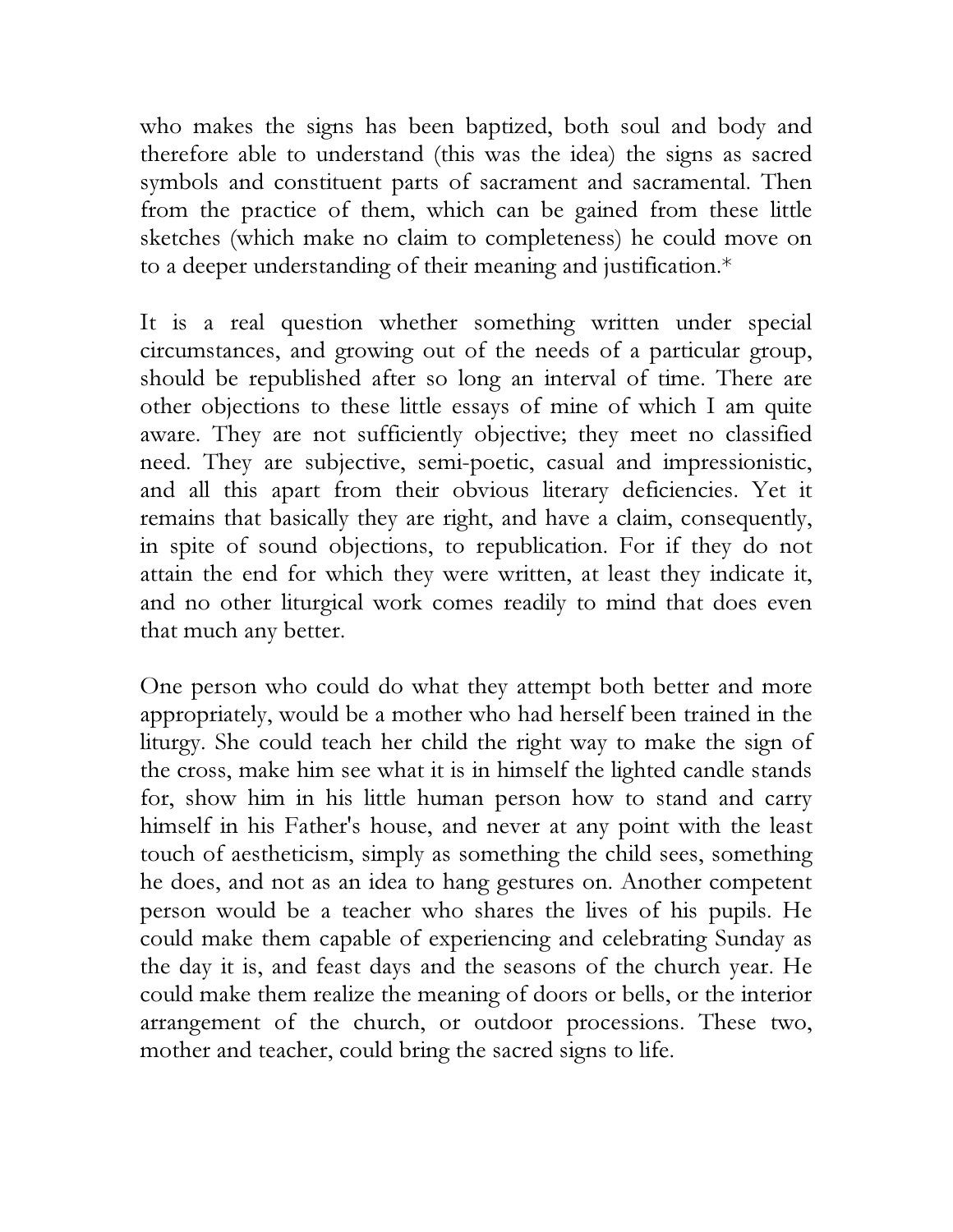who makes the signs has been baptized, both soul and body and therefore able to understand (this was the idea) the signs as sacred symbols and constituent parts of sacrament and sacramental. Then from the practice of them, which can be gained from these little sketches (which make no claim to completeness) he could move on to a deeper understanding of their meaning and justification.*

It is a real question whether something written under special circumstances, and growing out of the needs of a particular group, should be republished after so long an interval of time. There are other objections to these little essays of mine of which I am quite aware. They are not sufficiently objective; they meet no classified need. They are subjective, semi-poetic, casual and impressionistic, and all this apart from their obvious literary deficiencies. Yet it remains that basically they are right, and have a claim, consequently, in spite of sound objections, to republication. For if they do not attain the end for which they were written, at least they indicate it, and no other liturgical work comes readily to mind that does even that much any better.

One person who could do what they attempt both better and more appropriately, would be a mother who had herself been trained in the liturgy. She could teach her child the right way to make the sign of the cross, make him see what it is in himself the lighted candle stands for, show him in his little human person how to stand and carry himself in his Father's house, and never at any point with the least touch of aestheticism, simply as something the child sees, something he does, and not as an idea to hang gestures on. Another competent person would be a teacher who shares the lives of his pupils. He could make them capable of experiencing and celebrating Sunday as the day it is, and feast days and the seasons of the church year. He could make them realize the meaning of doors or bells, or the interior arrangement of the church, or outdoor processions. These two, mother and teacher, could bring the sacred signs to life.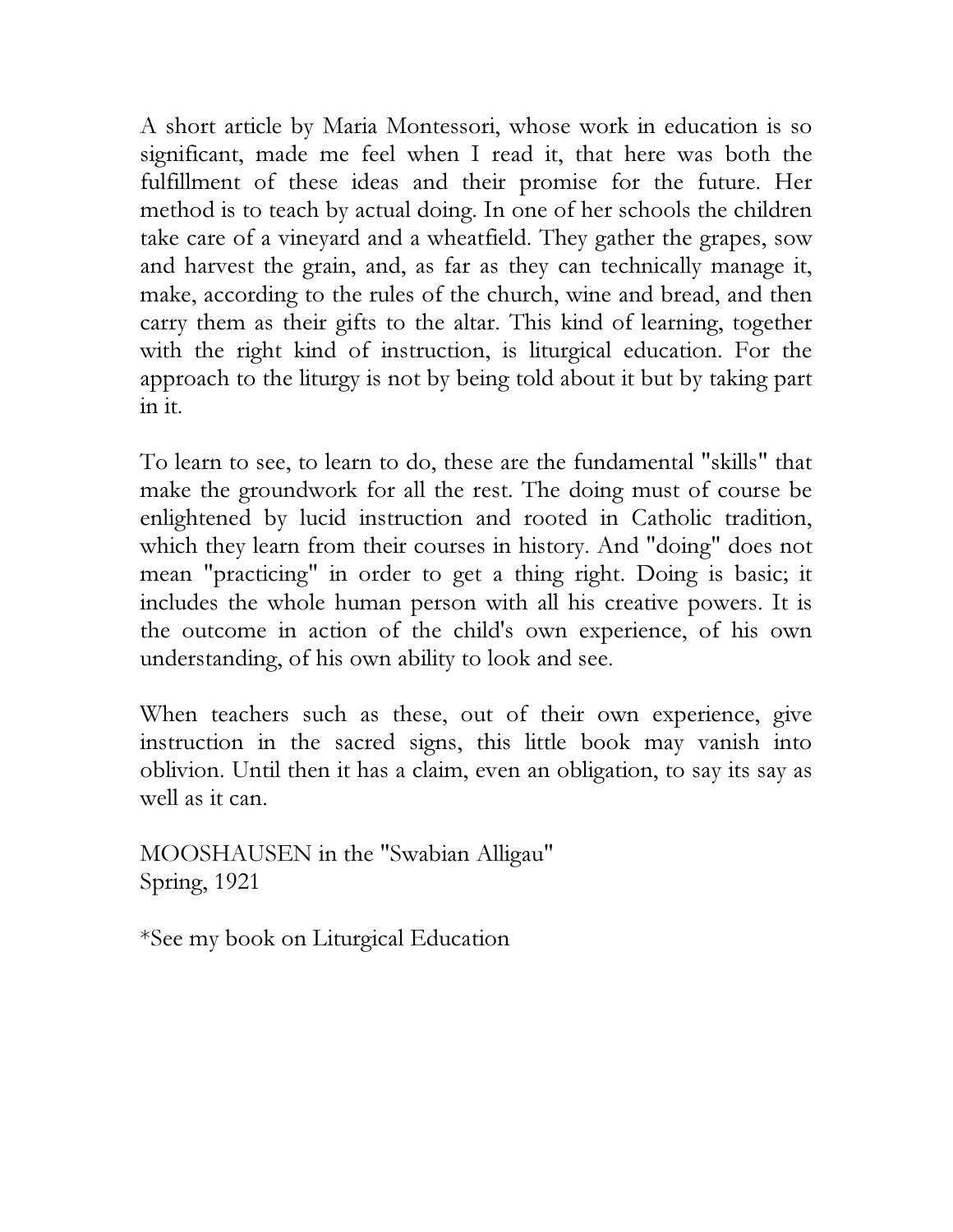A short article by Maria Montessori, whose work in education is so significant, made me feel when I read it, that here was both the fulfillment of these ideas and their promise for the future. Her method is to teach by actual doing. In one of her schools the children take care of a vineyard and a wheatfield. They gather the grapes, sow and harvest the grain, and, as far as they can technically manage it, make, according to the rules of the church, wine and bread, and then carry them as their gifts to the altar. This kind of learning, together with the right kind of instruction, is liturgical education. For the approach to the liturgy is not by being told about it but by taking part in it.

To learn to see, to learn to do, these are the fundamental "skills" that make the groundwork for all the rest. The doing must of course be enlightened by lucid instruction and rooted in Catholic tradition, which they learn from their courses in history. And "doing" does not mean "practicing" in order to get a thing right. Doing is basic; it includes the whole human person with all his creative powers. It is the outcome in action of the child's own experience, of his own understanding, of his own ability to look and see.

When teachers such as these, out of their own experience, give instruction in the sacred signs, this little book may vanish into oblivion. Until then it has a claim, even an obligation, to say its say as well as it can.

MOOSHAUSEN in the "Swabian Alligau"
Spring, 1921

*See my book on Liturgical Education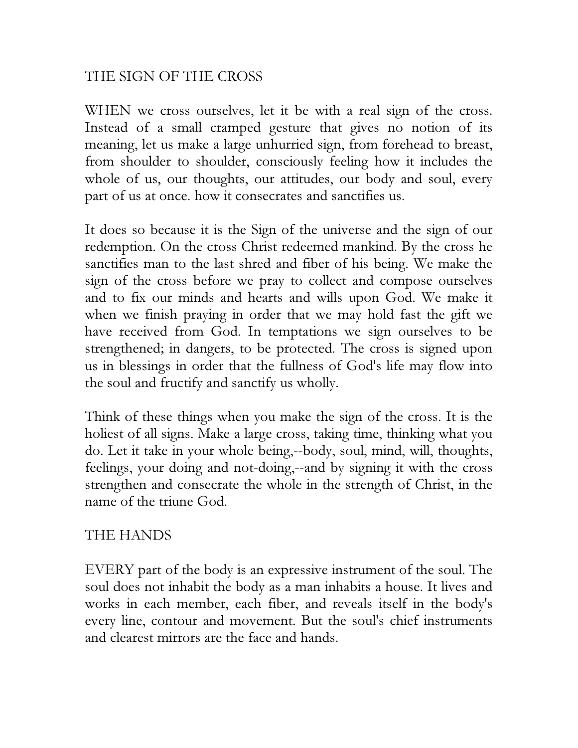## THE SIGN OF THE CROSS

WHEN we cross ourselves, let it be with a real sign of the cross. Instead of a small cramped gesture that gives no notion of its meaning, let us make a large unhurried sign, from forehead to breast, from shoulder to shoulder, consciously feeling how it includes the whole of us, our thoughts, our attitudes, our body and soul, every part of us at once. how it consecrates and sanctifies us.

It does so because it is the Sign of the universe and the sign of our redemption. On the cross Christ redeemed mankind. By the cross he sanctifies man to the last shred and fiber of his being. We make the sign of the cross before we pray to collect and compose ourselves and to fix our minds and hearts and wills upon God. We make it when we finish praying in order that we may hold fast the gift we have received from God. In temptations we sign ourselves to be strengthened; in dangers, to be protected. The cross is signed upon us in blessings in order that the fullness of God's life may flow into the soul and fructify and sanctify us wholly.

Think of these things when you make the sign of the cross. It is the holiest of all signs. Make a large cross, taking time, thinking what you do. Let it take in your whole being,--body, soul, mind, will, thoughts, feelings, your doing and not-doing,--and by signing it with the cross strengthen and consecrate the whole in the strength of Christ, in the name of the triune God.

## THE HANDS

EVERY part of the body is an expressive instrument of the soul. The soul does not inhabit the body as a man inhabits a house. It lives and works in each member, each fiber, and reveals itself in the body's every line, contour and movement. But the soul's chief instruments and clearest mirrors are the face and hands.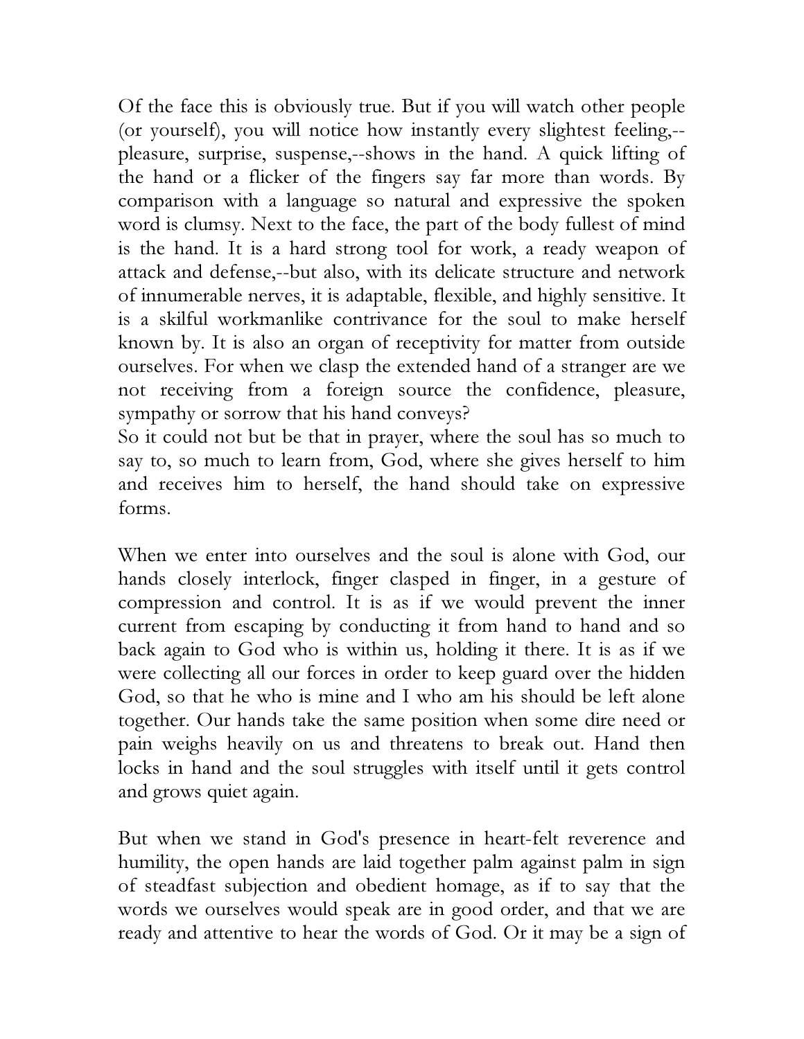Of the face this is obviously true. But if you will watch other people (or yourself), you will notice how instantly every slightest feeling,--pleasure, surprise, suspense,--shows in the hand. A quick lifting of the hand or a flicker of the fingers say far more than words. By comparison with a language so natural and expressive the spoken word is clumsy. Next to the face, the part of the body fullest of mind is the hand. It is a hard strong tool for work, a ready weapon of attack and defense,--but also, with its delicate structure and network of innumerable nerves, it is adaptable, flexible, and highly sensitive. It is a skilful workmanlike contrivance for the soul to make herself known by. It is also an organ of receptivity for matter from outside ourselves. For when we clasp the extended hand of a stranger are we not receiving from a foreign source the confidence, pleasure, sympathy or sorrow that his hand conveys?

So it could not but be that in prayer, where the soul has so much to say to, so much to learn from, God, where she gives herself to him and receives him to herself, the hand should take on expressive forms.

When we enter into ourselves and the soul is alone with God, our hands closely interlock, finger clasped in finger, in a gesture of compression and control. It is as if we would prevent the inner current from escaping by conducting it from hand to hand and so back again to God who is within us, holding it there. It is as if we were collecting all our forces in order to keep guard over the hidden God, so that he who is mine and I who am his should be left alone together. Our hands take the same position when some dire need or pain weighs heavily on us and threatens to break out. Hand then locks in hand and the soul struggles with itself until it gets control and grows quiet again.

But when we stand in God's presence in heart-felt reverence and humility, the open hands are laid together palm against palm in sign of steadfast subjection and obedient homage, as if to say that the words we ourselves would speak are in good order, and that we are ready and attentive to hear the words of God. Or it may be a sign of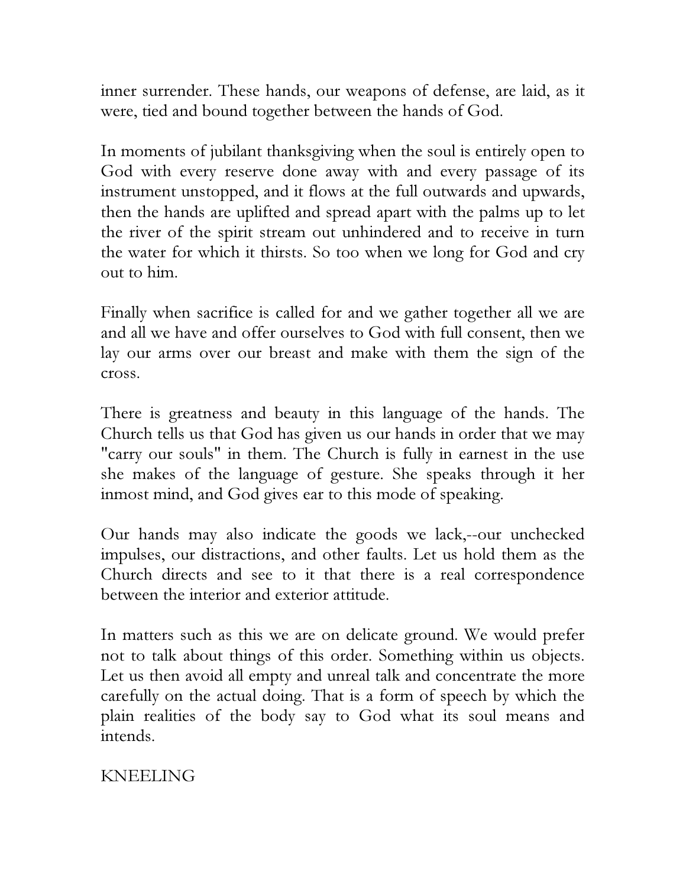inner surrender. These hands, our weapons of defense, are laid, as it were, tied and bound together between the hands of God.

In moments of jubilant thanksgiving when the soul is entirely open to God with every reserve done away with and every passage of its instrument unstopped, and it flows at the full outwards and upwards, then the hands are uplifted and spread apart with the palms up to let the river of the spirit stream out unhindered and to receive in turn the water for which it thirsts. So too when we long for God and cry out to him.

Finally when sacrifice is called for and we gather together all we are and all we have and offer ourselves to God with full consent, then we lay our arms over our breast and make with them the sign of the cross.

There is greatness and beauty in this language of the hands. The Church tells us that God has given us our hands in order that we may "carry our souls" in them. The Church is fully in earnest in the use she makes of the language of gesture. She speaks through it her inmost mind, and God gives ear to this mode of speaking.

Our hands may also indicate the goods we lack,--our unchecked impulses, our distractions, and other faults. Let us hold them as the Church directs and see to it that there is a real correspondence between the interior and exterior attitude.

In matters such as this we are on delicate ground. We would prefer not to talk about things of this order. Something within us objects. Let us then avoid all empty and unreal talk and concentrate the more carefully on the actual doing. That is a form of speech by which the plain realities of the body say to God what its soul means and intends.

## KNEELING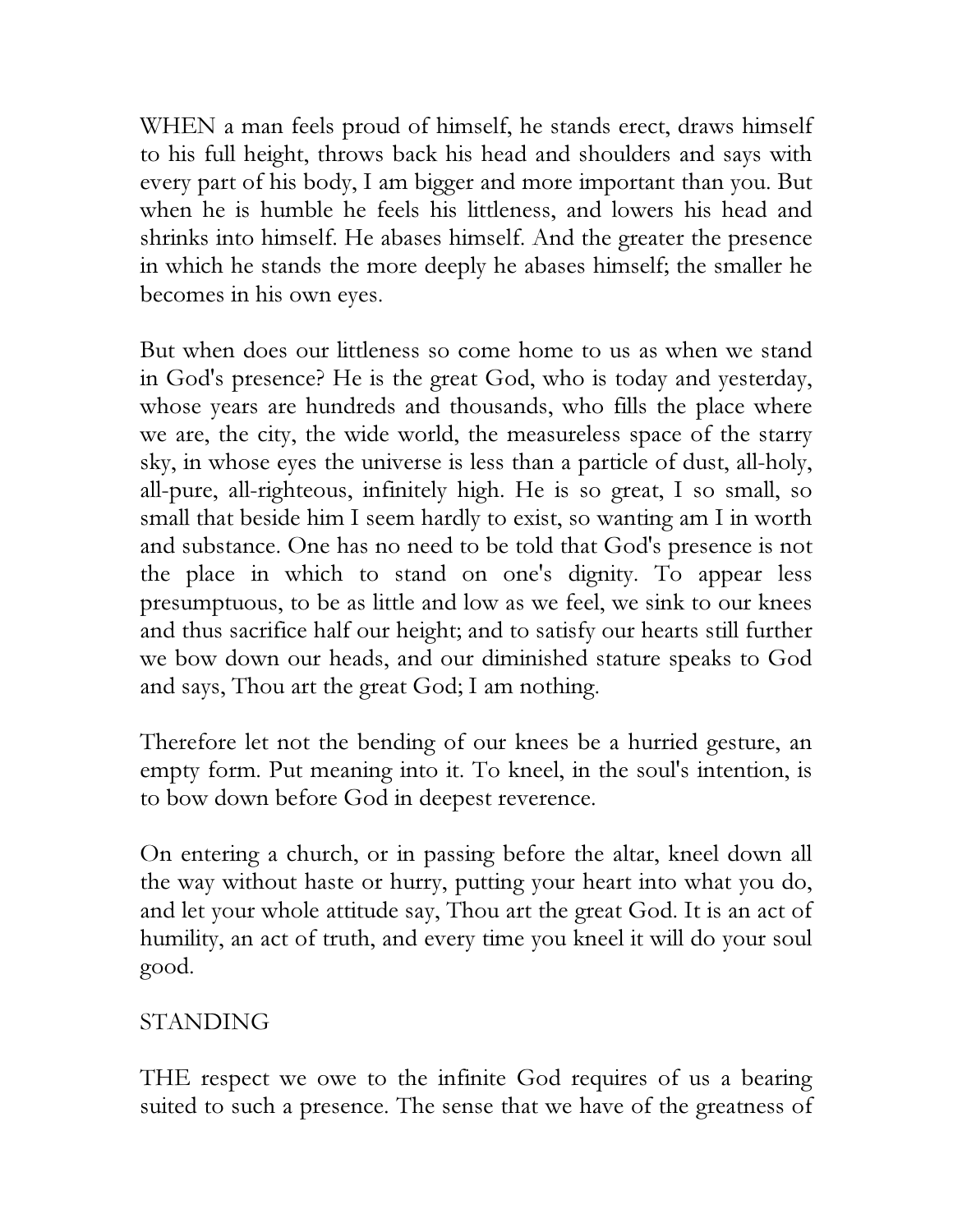WHEN a man feels proud of himself, he stands erect, draws himself to his full height, throws back his head and shoulders and says with every part of his body, I am bigger and more important than you. But when he is humble he feels his littleness, and lowers his head and shrinks into himself. He abases himself. And the greater the presence in which he stands the more deeply he abases himself; the smaller he becomes in his own eyes.

But when does our littleness so come home to us as when we stand in God's presence? He is the great God, who is today and yesterday, whose years are hundreds and thousands, who fills the place where we are, the city, the wide world, the measureless space of the starry sky, in whose eyes the universe is less than a particle of dust, all-holy, all-pure, all-righteous, infinitely high. He is so great, I so small, so small that beside him I seem hardly to exist, so wanting am I in worth and substance. One has no need to be told that God's presence is not the place in which to stand on one's dignity. To appear less presumptuous, to be as little and low as we feel, we sink to our knees and thus sacrifice half our height; and to satisfy our hearts still further we bow down our heads, and our diminished stature speaks to God and says, Thou art the great God; I am nothing.

Therefore let not the bending of our knees be a hurried gesture, an empty form. Put meaning into it. To kneel, in the soul's intention, is to bow down before God in deepest reverence.

On entering a church, or in passing before the altar, kneel down all the way without haste or hurry, putting your heart into what you do, and let your whole attitude say, Thou art the great God. It is an act of humility, an act of truth, and every time you kneel it will do your soul good.

## STANDING

THE respect we owe to the infinite God requires of us a bearing suited to such a presence. The sense that we have of the greatness of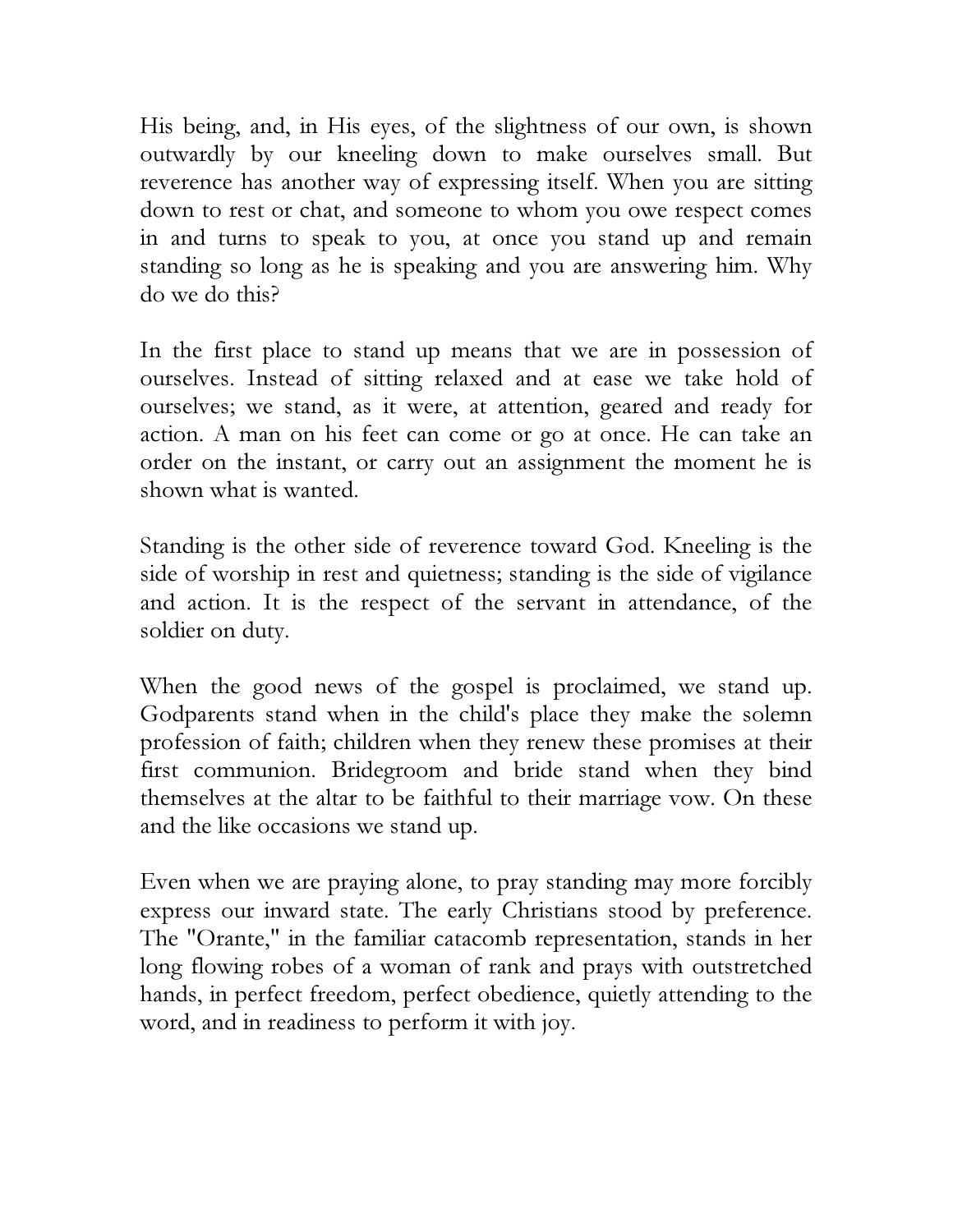His being, and, in His eyes, of the slightness of our own, is shown outwardly by our kneeling down to make ourselves small. But reverence has another way of expressing itself. When you are sitting down to rest or chat, and someone to whom you owe respect comes in and turns to speak to you, at once you stand up and remain standing so long as he is speaking and you are answering him. Why do we do this?

In the first place to stand up means that we are in possession of ourselves. Instead of sitting relaxed and at ease we take hold of ourselves; we stand, as it were, at attention, geared and ready for action. A man on his feet can come or go at once. He can take an order on the instant, or carry out an assignment the moment he is shown what is wanted.

Standing is the other side of reverence toward God. Kneeling is the side of worship in rest and quietness; standing is the side of vigilance and action. It is the respect of the servant in attendance, of the soldier on duty.

When the good news of the gospel is proclaimed, we stand up. Godparents stand when in the child's place they make the solemn profession of faith; children when they renew these promises at their first communion. Bridegroom and bride stand when they bind themselves at the altar to be faithful to their marriage vow. On these and the like occasions we stand up.

Even when we are praying alone, to pray standing may more forcibly express our inward state. The early Christians stood by preference. The "Orante," in the familiar catacomb representation, stands in her long flowing robes of a woman of rank and prays with outstretched hands, in perfect freedom, perfect obedience, quietly attending to the word, and in readiness to perform it with joy.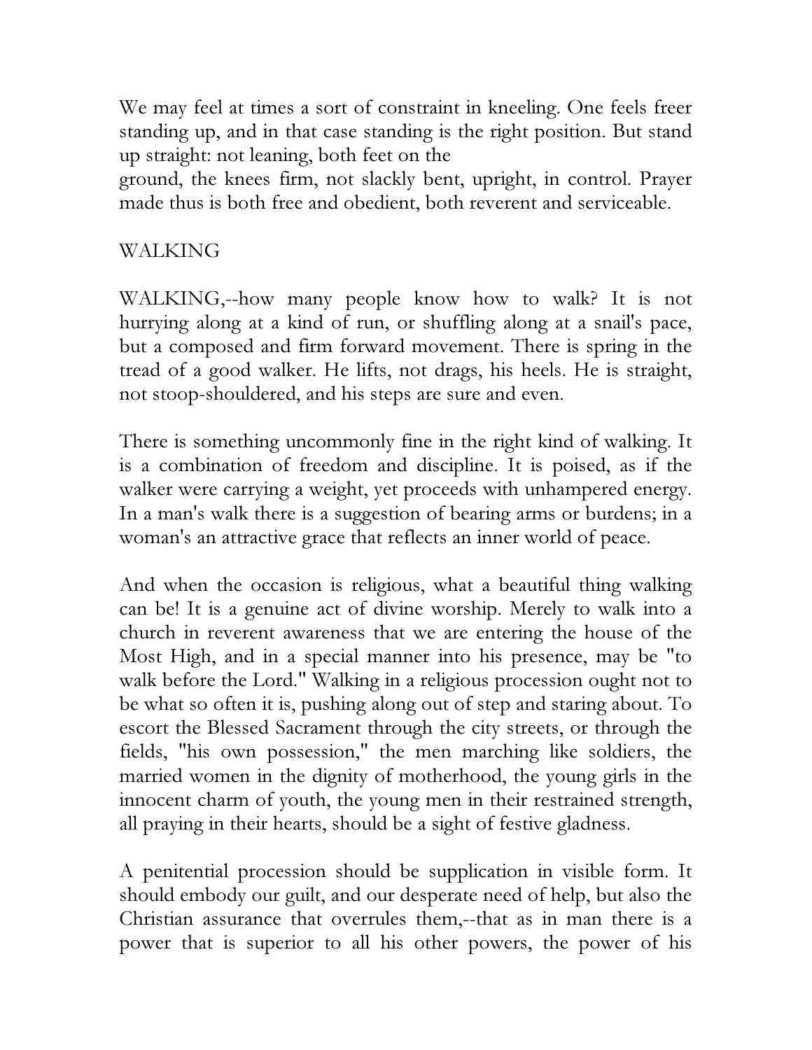We may feel at times a sort of constraint in kneeling. One feels freer standing up, and in that case standing is the right position. But stand up straight: not leaning, both feet on the ground, the knees firm, not slackly bent, upright, in control. Prayer made thus is both free and obedient, both reverent and serviceable.

## WALKING

WALKING,--how many people know how to walk? It is not hurrying along at a kind of run, or shuffling along at a snail's pace, but a composed and firm forward movement. There is spring in the tread of a good walker. He lifts, not drags, his heels. He is straight, not stoop-shouldered, and his steps are sure and even.

There is something uncommonly fine in the right kind of walking. It is a combination of freedom and discipline. It is poised, as if the walker were carrying a weight, yet proceeds with unhampered energy. In a man's walk there is a suggestion of bearing arms or burdens; in a woman's an attractive grace that reflects an inner world of peace.

And when the occasion is religious, what a beautiful thing walking can be! It is a genuine act of divine worship. Merely to walk into a church in reverent awareness that we are entering the house of the Most High, and in a special manner into his presence, may be "to walk before the Lord." Walking in a religious procession ought not to be what so often it is, pushing along out of step and staring about. To escort the Blessed Sacrament through the city streets, or through the fields, "his own possession," the men marching like soldiers, the married women in the dignity of motherhood, the young girls in the innocent charm of youth, the young men in their restrained strength, all praying in their hearts, should be a sight of festive gladness.

A penitential procession should be supplication in visible form. It should embody our guilt, and our desperate need of help, but also the Christian assurance that overrules them,--that as in man there is a power that is superior to all his other powers, the power of his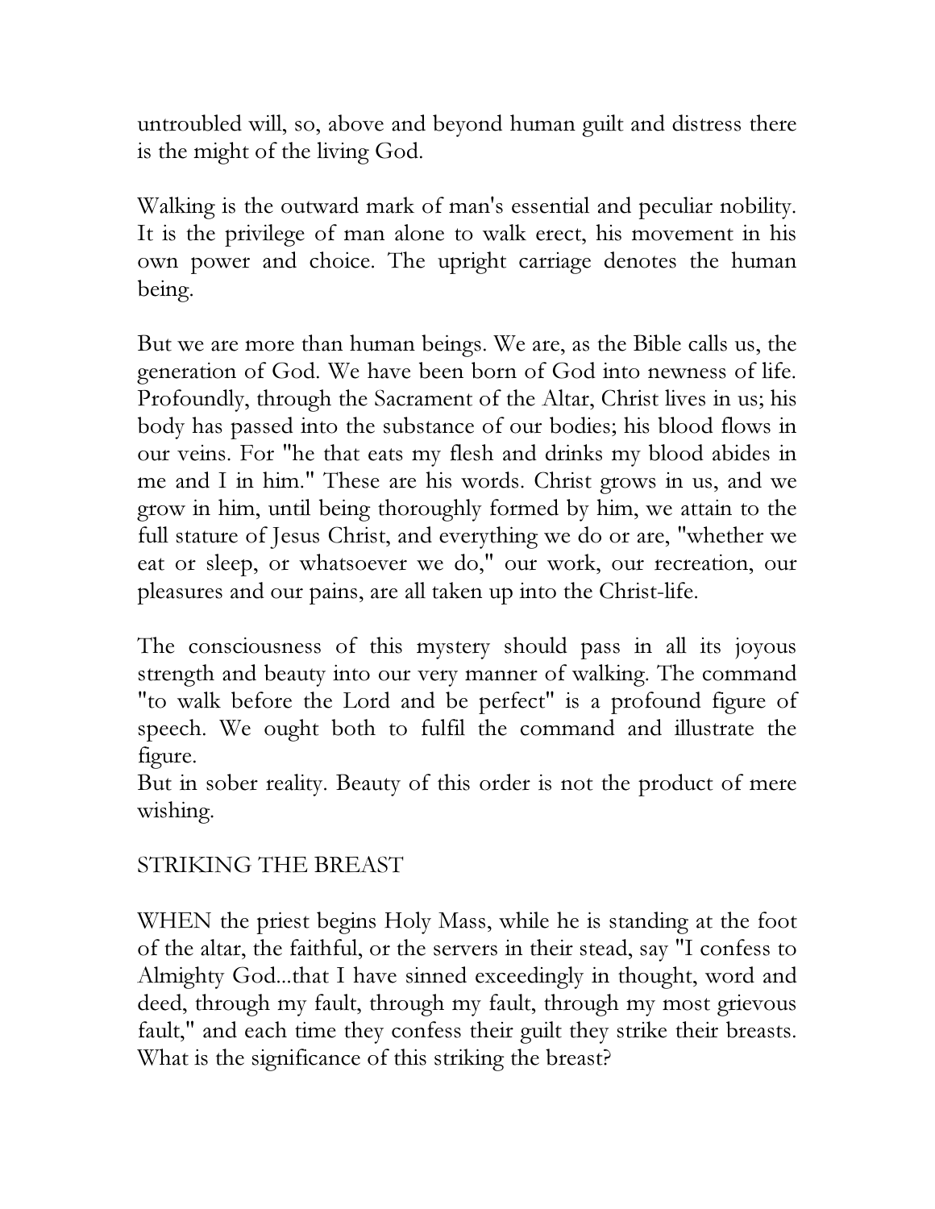untroubled will, so, above and beyond human guilt and distress there is the might of the living God.

Walking is the outward mark of man's essential and peculiar nobility. It is the privilege of man alone to walk erect, his movement in his own power and choice. The upright carriage denotes the human being.

But we are more than human beings. We are, as the Bible calls us, the generation of God. We have been born of God into newness of life. Profoundly, through the Sacrament of the Altar, Christ lives in us; his body has passed into the substance of our bodies; his blood flows in our veins. For "he that eats my flesh and drinks my blood abides in me and I in him." These are his words. Christ grows in us, and we grow in him, until being thoroughly formed by him, we attain to the full stature of Jesus Christ, and everything we do or are, "whether we eat or sleep, or whatsoever we do," our work, our recreation, our pleasures and our pains, are all taken up into the Christ-life.

The consciousness of this mystery should pass in all its joyous strength and beauty into our very manner of walking. The command "to walk before the Lord and be perfect" is a profound figure of speech. We ought both to fulfil the command and illustrate the figure.
But in sober reality. Beauty of this order is not the product of mere wishing.

## STRIKING THE BREAST

WHEN the priest begins Holy Mass, while he is standing at the foot of the altar, the faithful, or the servers in their stead, say "I confess to Almighty God...that I have sinned exceedingly in thought, word and deed, through my fault, through my fault, through my most grievous fault," and each time they confess their guilt they strike their breasts. What is the significance of this striking the breast?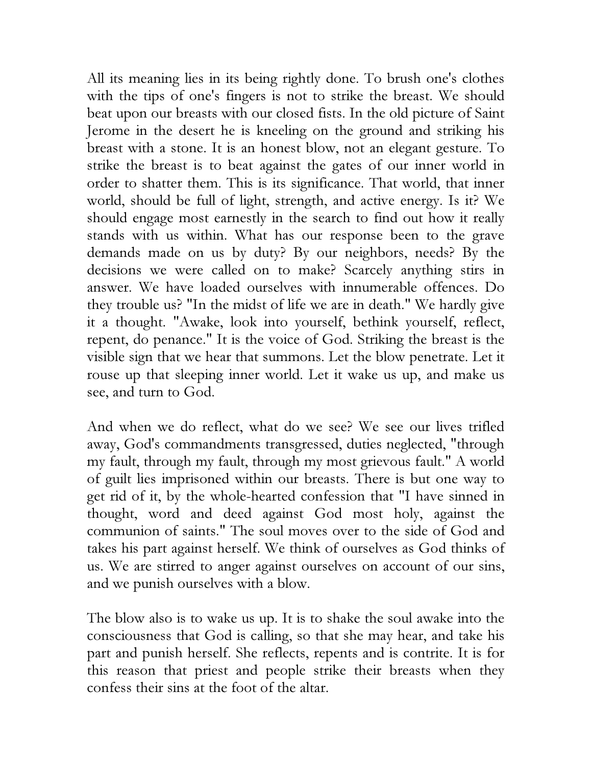All its meaning lies in its being rightly done. To brush one's clothes with the tips of one's fingers is not to strike the breast. We should beat upon our breasts with our closed fists. In the old picture of Saint Jerome in the desert he is kneeling on the ground and striking his breast with a stone. It is an honest blow, not an elegant gesture. To strike the breast is to beat against the gates of our inner world in order to shatter them. This is its significance. That world, that inner world, should be full of light, strength, and active energy. Is it? We should engage most earnestly in the search to find out how it really stands with us within. What has our response been to the grave demands made on us by duty? By our neighbors, needs? By the decisions we were called on to make? Scarcely anything stirs in answer. We have loaded ourselves with innumerable offences. Do they trouble us? "In the midst of life we are in death." We hardly give it a thought. "Awake, look into yourself, bethink yourself, reflect, repent, do penance." It is the voice of God. Striking the breast is the visible sign that we hear that summons. Let the blow penetrate. Let it rouse up that sleeping inner world. Let it wake us up, and make us see, and turn to God.

And when we do reflect, what do we see? We see our lives trifled away, God's commandments transgressed, duties neglected, "through my fault, through my fault, through my most grievous fault." A world of guilt lies imprisoned within our breasts. There is but one way to get rid of it, by the whole-hearted confession that "I have sinned in thought, word and deed against God most holy, against the communion of saints." The soul moves over to the side of God and takes his part against herself. We think of ourselves as God thinks of us. We are stirred to anger against ourselves on account of our sins, and we punish ourselves with a blow.

The blow also is to wake us up. It is to shake the soul awake into the consciousness that God is calling, so that she may hear, and take his part and punish herself. She reflects, repents and is contrite. It is for this reason that priest and people strike their breasts when they confess their sins at the foot of the altar.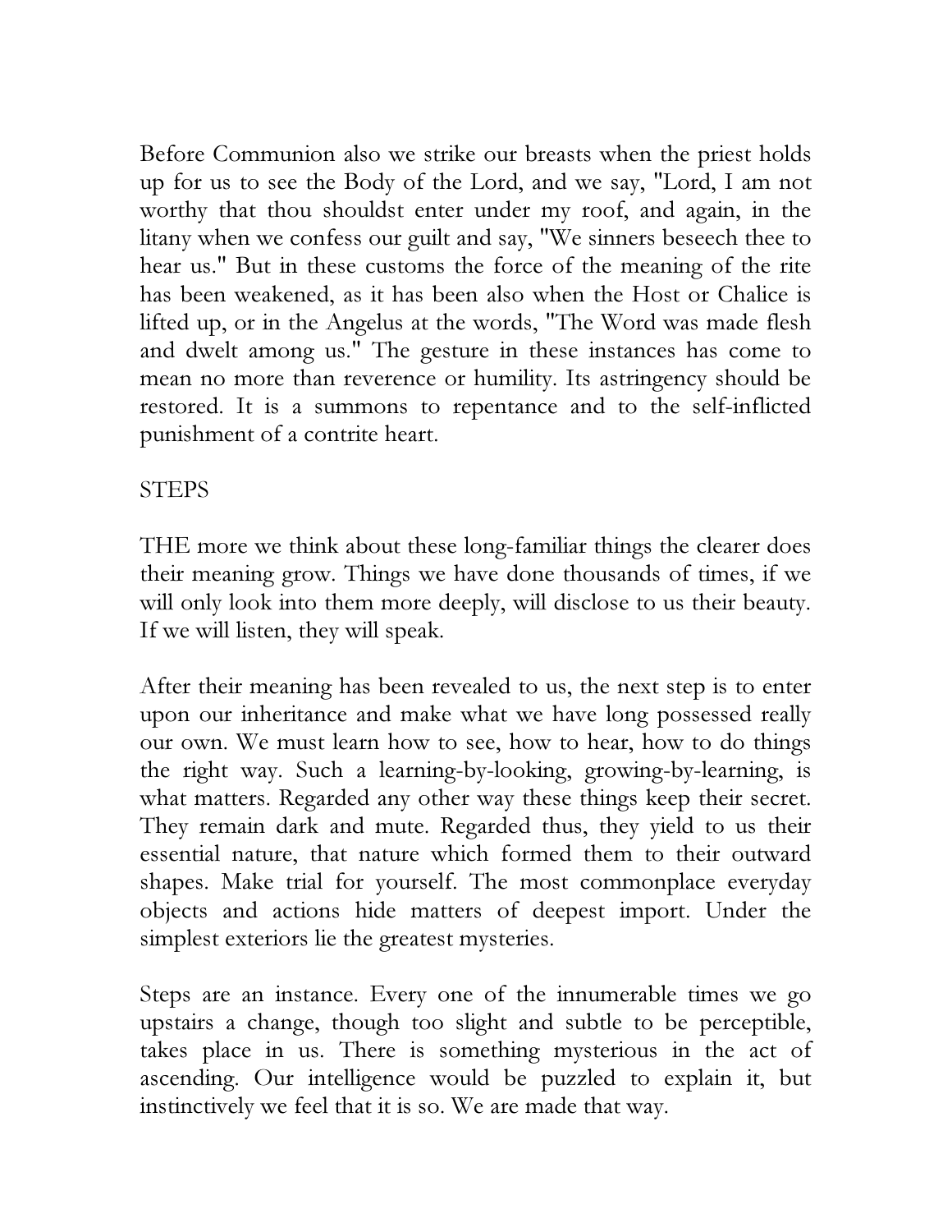Before Communion also we strike our breasts when the priest holds up for us to see the Body of the Lord, and we say, "Lord, I am not worthy that thou shouldst enter under my roof, and again, in the litany when we confess our guilt and say, "We sinners beseech thee to hear us." But in these customs the force of the meaning of the rite has been weakened, as it has been also when the Host or Chalice is lifted up, or in the Angelus at the words, "The Word was made flesh and dwelt among us." The gesture in these instances has come to mean no more than reverence or humility. Its astringency should be restored. It is a summons to repentance and to the self-inflicted punishment of a contrite heart.

## STEPS

THE more we think about these long-familiar things the clearer does their meaning grow. Things we have done thousands of times, if we will only look into them more deeply, will disclose to us their beauty. If we will listen, they will speak.

After their meaning has been revealed to us, the next step is to enter upon our inheritance and make what we have long possessed really our own. We must learn how to see, how to hear, how to do things the right way. Such a learning-by-looking, growing-by-learning, is what matters. Regarded any other way these things keep their secret. They remain dark and mute. Regarded thus, they yield to us their essential nature, that nature which formed them to their outward shapes. Make trial for yourself. The most commonplace everyday objects and actions hide matters of deepest import. Under the simplest exteriors lie the greatest mysteries.

Steps are an instance. Every one of the innumerable times we go upstairs a change, though too slight and subtle to be perceptible, takes place in us. There is something mysterious in the act of ascending. Our intelligence would be puzzled to explain it, but instinctively we feel that it is so. We are made that way.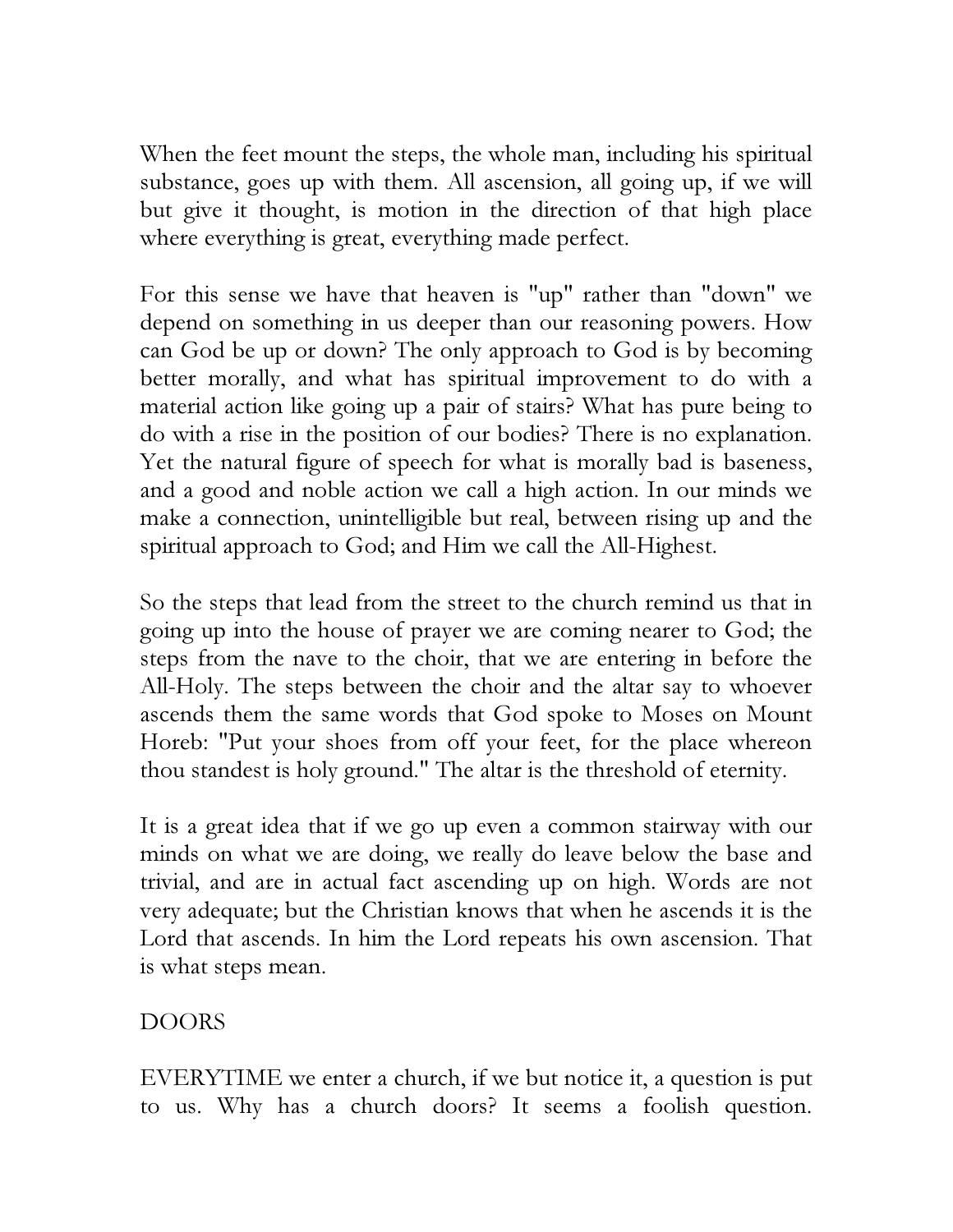When the feet mount the steps, the whole man, including his spiritual substance, goes up with them. All ascension, all going up, if we will but give it thought, is motion in the direction of that high place where everything is great, everything made perfect.

For this sense we have that heaven is "up" rather than "down" we depend on something in us deeper than our reasoning powers. How can God be up or down? The only approach to God is by becoming better morally, and what has spiritual improvement to do with a material action like going up a pair of stairs? What has pure being to do with a rise in the position of our bodies? There is no explanation. Yet the natural figure of speech for what is morally bad is baseness, and a good and noble action we call a high action. In our minds we make a connection, unintelligible but real, between rising up and the spiritual approach to God; and Him we call the All-Highest.

So the steps that lead from the street to the church remind us that in going up into the house of prayer we are coming nearer to God; the steps from the nave to the choir, that we are entering in before the All-Holy. The steps between the choir and the altar say to whoever ascends them the same words that God spoke to Moses on Mount Horeb: "Put your shoes from off your feet, for the place whereon thou standest is holy ground." The altar is the threshold of eternity.

It is a great idea that if we go up even a common stairway with our minds on what we are doing, we really do leave below the base and trivial, and are in actual fact ascending up on high. Words are not very adequate; but the Christian knows that when he ascends it is the Lord that ascends. In him the Lord repeats his own ascension. That is what steps mean.

## DOORS

EVERYTIME we enter a church, if we but notice it, a question is put to us. Why has a church doors? It seems a foolish question.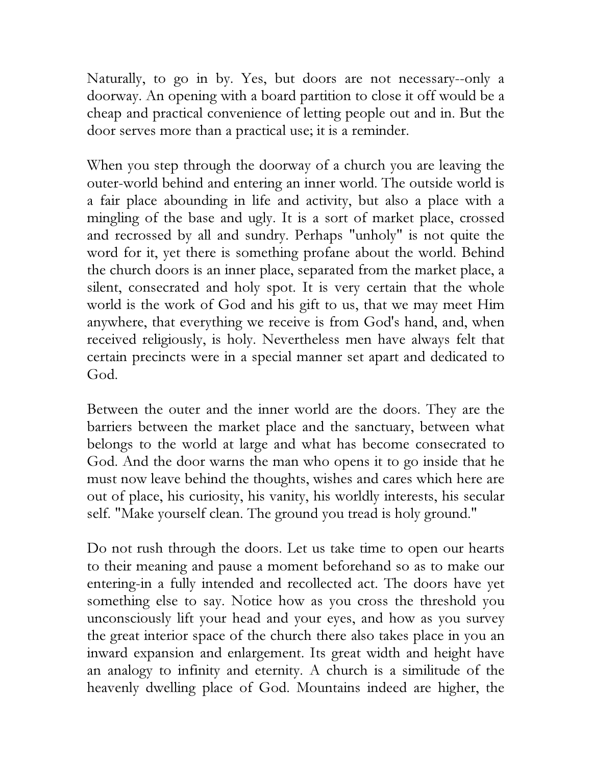Naturally, to go in by. Yes, but doors are not necessary--only a doorway. An opening with a board partition to close it off would be a cheap and practical convenience of letting people out and in. But the door serves more than a practical use; it is a reminder.

When you step through the doorway of a church you are leaving the outer-world behind and entering an inner world. The outside world is a fair place abounding in life and activity, but also a place with a mingling of the base and ugly. It is a sort of market place, crossed and recrossed by all and sundry. Perhaps "unholy" is not quite the word for it, yet there is something profane about the world. Behind the church doors is an inner place, separated from the market place, a silent, consecrated and holy spot. It is very certain that the whole world is the work of God and his gift to us, that we may meet Him anywhere, that everything we receive is from God's hand, and, when received religiously, is holy. Nevertheless men have always felt that certain precincts were in a special manner set apart and dedicated to God.

Between the outer and the inner world are the doors. They are the barriers between the market place and the sanctuary, between what belongs to the world at large and what has become consecrated to God. And the door warns the man who opens it to go inside that he must now leave behind the thoughts, wishes and cares which here are out of place, his curiosity, his vanity, his worldly interests, his secular self. "Make yourself clean. The ground you tread is holy ground."

Do not rush through the doors. Let us take time to open our hearts to their meaning and pause a moment beforehand so as to make our entering-in a fully intended and recollected act. The doors have yet something else to say. Notice how as you cross the threshold you unconsciously lift your head and your eyes, and how as you survey the great interior space of the church there also takes place in you an inward expansion and enlargement. Its great width and height have an analogy to infinity and eternity. A church is a similitude of the heavenly dwelling place of God. Mountains indeed are higher, the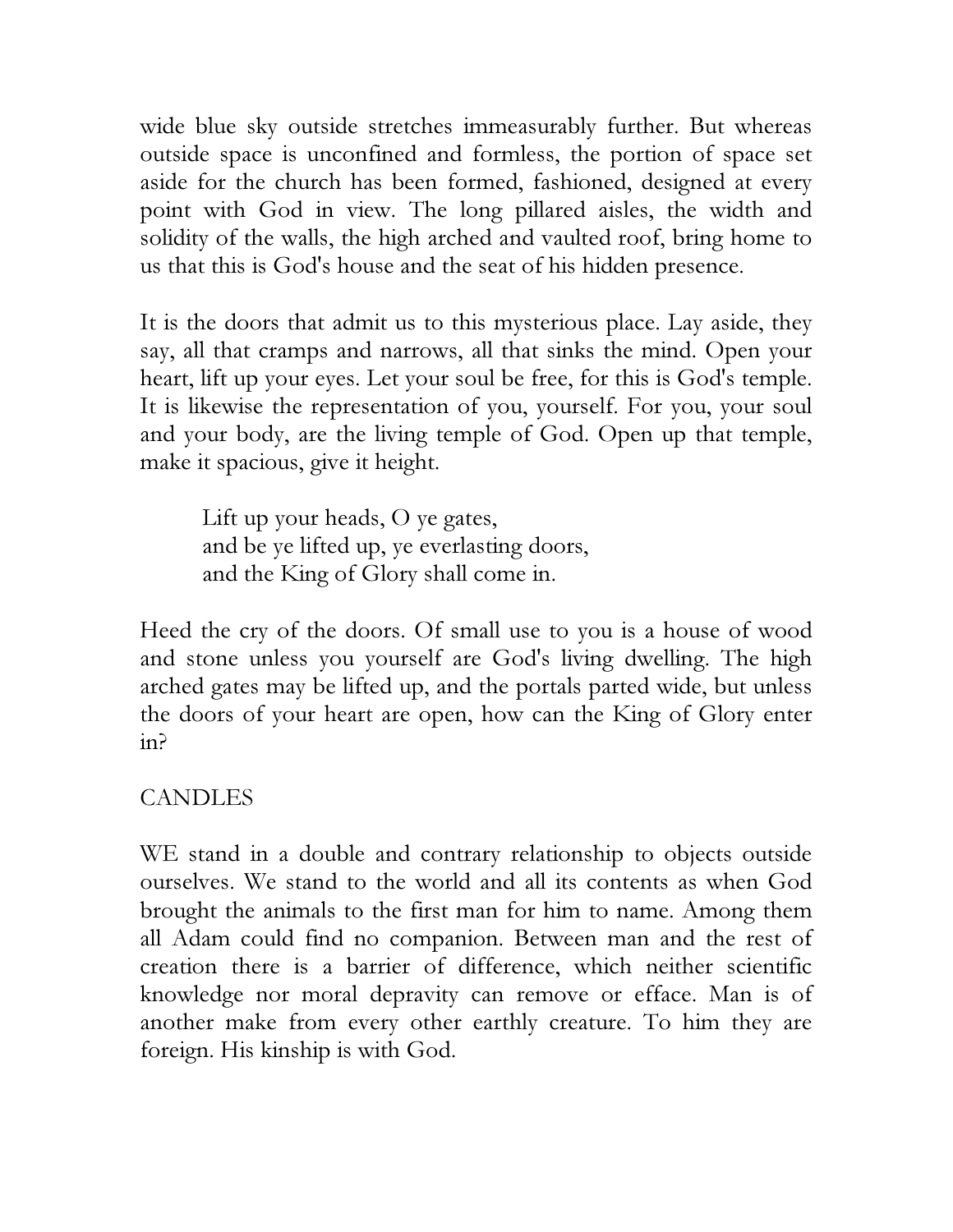wide blue sky outside stretches immeasurably further. But whereas outside space is unconfined and formless, the portion of space set aside for the church has been formed, fashioned, designed at every point with God in view. The long pillared aisles, the width and solidity of the walls, the high arched and vaulted roof, bring home to us that this is God's house and the seat of his hidden presence.

It is the doors that admit us to this mysterious place. Lay aside, they say, all that cramps and narrows, all that sinks the mind. Open your heart, lift up your eyes. Let your soul be free, for this is God's temple. It is likewise the representation of you, yourself. For you, your soul and your body, are the living temple of God. Open up that temple, make it spacious, give it height.

> Lift up your heads, O ye gates,
> and be ye lifted up, ye everlasting doors,
> and the King of Glory shall come in.

Heed the cry of the doors. Of small use to you is a house of wood and stone unless you yourself are God's living dwelling. The high arched gates may be lifted up, and the portals parted wide, but unless the doors of your heart are open, how can the King of Glory enter in?

## CANDLES

WE stand in a double and contrary relationship to objects outside ourselves. We stand to the world and all its contents as when God brought the animals to the first man for him to name. Among them all Adam could find no companion. Between man and the rest of creation there is a barrier of difference, which neither scientific knowledge nor moral depravity can remove or efface. Man is of another make from every other earthly creature. To him they are foreign. His kinship is with God.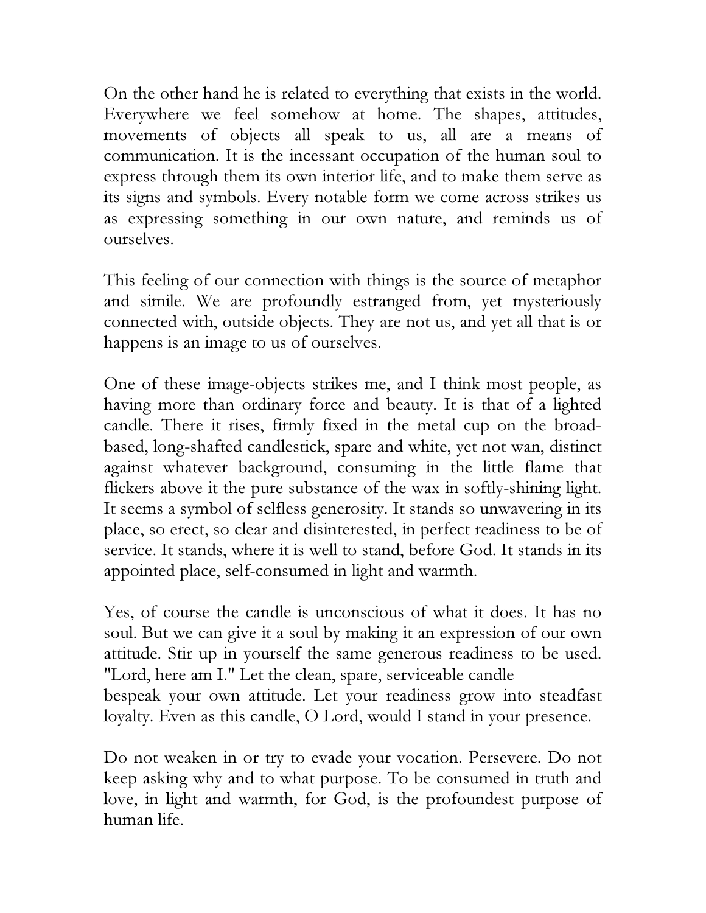On the other hand he is related to everything that exists in the world. Everywhere we feel somehow at home. The shapes, attitudes, movements of objects all speak to us, all are a means of communication. It is the incessant occupation of the human soul to express through them its own interior life, and to make them serve as its signs and symbols. Every notable form we come across strikes us as expressing something in our own nature, and reminds us of ourselves.

This feeling of our connection with things is the source of metaphor and simile. We are profoundly estranged from, yet mysteriously connected with, outside objects. They are not us, and yet all that is or happens is an image to us of ourselves.

One of these image-objects strikes me, and I think most people, as having more than ordinary force and beauty. It is that of a lighted candle. There it rises, firmly fixed in the metal cup on the broad-based, long-shafted candlestick, spare and white, yet not wan, distinct against whatever background, consuming in the little flame that flickers above it the pure substance of the wax in softly-shining light. It seems a symbol of selfless generosity. It stands so unwavering in its place, so erect, so clear and disinterested, in perfect readiness to be of service. It stands, where it is well to stand, before God. It stands in its appointed place, self-consumed in light and warmth.

Yes, of course the candle is unconscious of what it does. It has no soul. But we can give it a soul by making it an expression of our own attitude. Stir up in yourself the same generous readiness to be used. "Lord, here am I." Let the clean, spare, serviceable candle bespeak your own attitude. Let your readiness grow into steadfast loyalty. Even as this candle, O Lord, would I stand in your presence.

Do not weaken in or try to evade your vocation. Persevere. Do not keep asking why and to what purpose. To be consumed in truth and love, in light and warmth, for God, is the profoundest purpose of human life.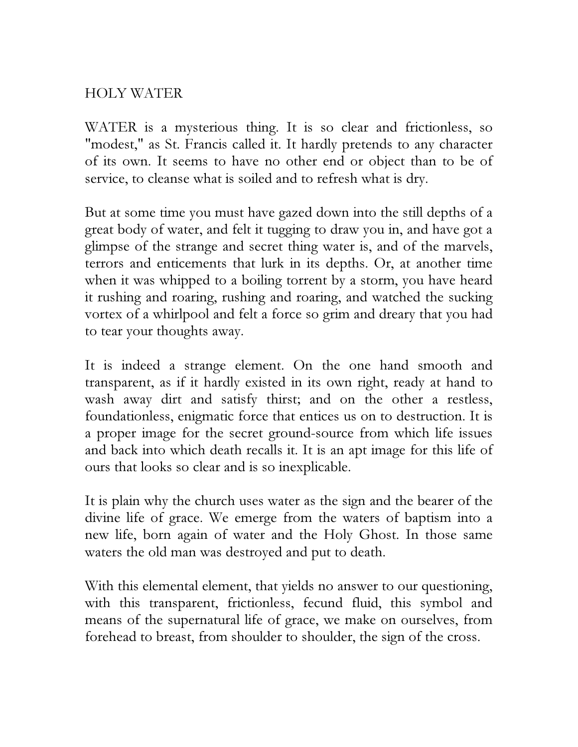# HOLY WATER

WATER is a mysterious thing. It is so clear and frictionless, so "modest," as St. Francis called it. It hardly pretends to any character of its own. It seems to have no other end or object than to be of service, to cleanse what is soiled and to refresh what is dry.

But at some time you must have gazed down into the still depths of a great body of water, and felt it tugging to draw you in, and have got a glimpse of the strange and secret thing water is, and of the marvels, terrors and enticements that lurk in its depths. Or, at another time when it was whipped to a boiling torrent by a storm, you have heard it rushing and roaring, rushing and roaring, and watched the sucking vortex of a whirlpool and felt a force so grim and dreary that you had to tear your thoughts away.

It is indeed a strange element. On the one hand smooth and transparent, as if it hardly existed in its own right, ready at hand to wash away dirt and satisfy thirst; and on the other a restless, foundationless, enigmatic force that entices us on to destruction. It is a proper image for the secret ground-source from which life issues and back into which death recalls it. It is an apt image for this life of ours that looks so clear and is so inexplicable.

It is plain why the church uses water as the sign and the bearer of the divine life of grace. We emerge from the waters of baptism into a new life, born again of water and the Holy Ghost. In those same waters the old man was destroyed and put to death.

With this elemental element, that yields no answer to our questioning, with this transparent, frictionless, fecund fluid, this symbol and means of the supernatural life of grace, we make on ourselves, from forehead to breast, from shoulder to shoulder, the sign of the cross.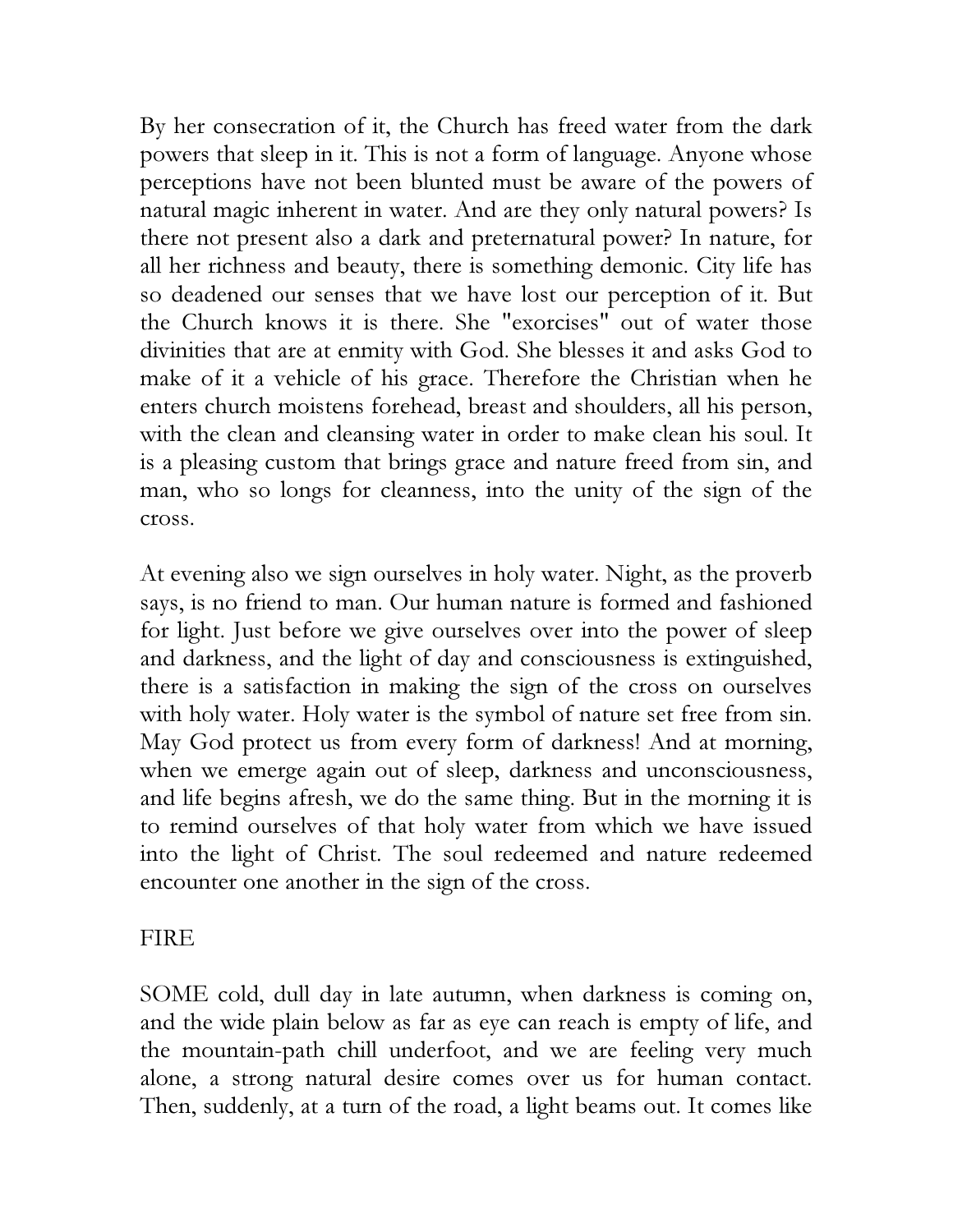By her consecration of it, the Church has freed water from the dark powers that sleep in it. This is not a form of language. Anyone whose perceptions have not been blunted must be aware of the powers of natural magic inherent in water. And are they only natural powers? Is there not present also a dark and preternatural power? In nature, for all her richness and beauty, there is something demonic. City life has so deadened our senses that we have lost our perception of it. But the Church knows it is there. She "exorcises" out of water those divinities that are at enmity with God. She blesses it and asks God to make of it a vehicle of his grace. Therefore the Christian when he enters church moistens forehead, breast and shoulders, all his person, with the clean and cleansing water in order to make clean his soul. It is a pleasing custom that brings grace and nature freed from sin, and man, who so longs for cleanness, into the unity of the sign of the cross.

At evening also we sign ourselves in holy water. Night, as the proverb says, is no friend to man. Our human nature is formed and fashioned for light. Just before we give ourselves over into the power of sleep and darkness, and the light of day and consciousness is extinguished, there is a satisfaction in making the sign of the cross on ourselves with holy water. Holy water is the symbol of nature set free from sin. May God protect us from every form of darkness! And at morning, when we emerge again out of sleep, darkness and unconsciousness, and life begins afresh, we do the same thing. But in the morning it is to remind ourselves of that holy water from which we have issued into the light of Christ. The soul redeemed and nature redeemed encounter one another in the sign of the cross.

## FIRE

SOME cold, dull day in late autumn, when darkness is coming on, and the wide plain below as far as eye can reach is empty of life, and the mountain-path chill underfoot, and we are feeling very much alone, a strong natural desire comes over us for human contact. Then, suddenly, at a turn of the road, a light beams out. It comes like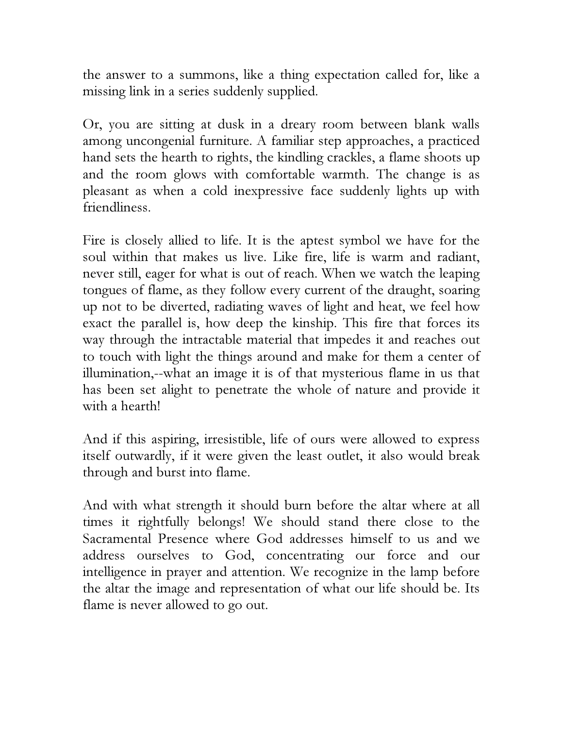the answer to a summons, like a thing expectation called for, like a missing link in a series suddenly supplied.

Or, you are sitting at dusk in a dreary room between blank walls among uncongenial furniture. A familiar step approaches, a practiced hand sets the hearth to rights, the kindling crackles, a flame shoots up and the room glows with comfortable warmth. The change is as pleasant as when a cold inexpressive face suddenly lights up with friendliness.

Fire is closely allied to life. It is the aptest symbol we have for the soul within that makes us live. Like fire, life is warm and radiant, never still, eager for what is out of reach. When we watch the leaping tongues of flame, as they follow every current of the draught, soaring up not to be diverted, radiating waves of light and heat, we feel how exact the parallel is, how deep the kinship. This fire that forces its way through the intractable material that impedes it and reaches out to touch with light the things around and make for them a center of illumination,--what an image it is of that mysterious flame in us that has been set alight to penetrate the whole of nature and provide it with a hearth!

And if this aspiring, irresistible, life of ours were allowed to express itself outwardly, if it were given the least outlet, it also would break through and burst into flame.

And with what strength it should burn before the altar where at all times it rightfully belongs! We should stand there close to the Sacramental Presence where God addresses himself to us and we address ourselves to God, concentrating our force and our intelligence in prayer and attention. We recognize in the lamp before the altar the image and representation of what our life should be. Its flame is never allowed to go out.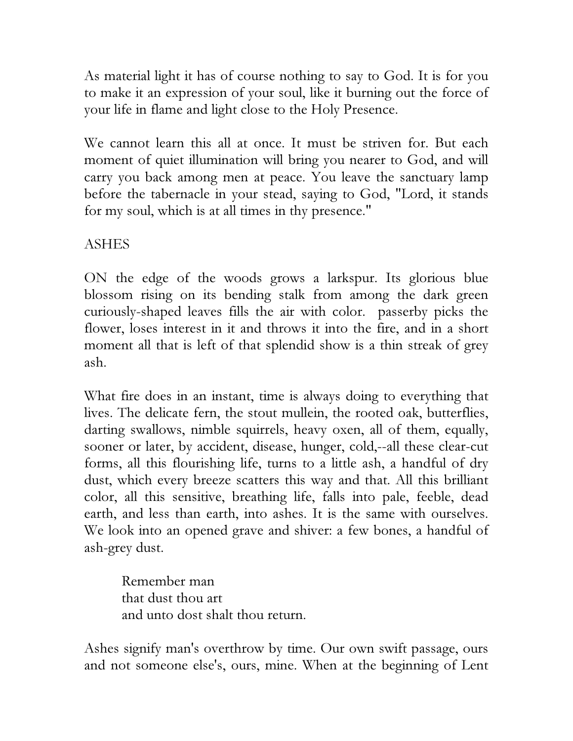As material light it has of course nothing to say to God. It is for you to make it an expression of your soul, like it burning out the force of your life in flame and light close to the Holy Presence.

We cannot learn this all at once. It must be striven for. But each moment of quiet illumination will bring you nearer to God, and will carry you back among men at peace. You leave the sanctuary lamp before the tabernacle in your stead, saying to God, "Lord, it stands for my soul, which is at all times in thy presence."

## ASHES

ON the edge of the woods grows a larkspur. Its glorious blue blossom rising on its bending stalk from among the dark green curiously-shaped leaves fills the air with color.  passerby picks the flower, loses interest in it and throws it into the fire, and in a short moment all that is left of that splendid show is a thin streak of grey ash.

What fire does in an instant, time is always doing to everything that lives. The delicate fern, the stout mullein, the rooted oak, butterflies, darting swallows, nimble squirrels, heavy oxen, all of them, equally, sooner or later, by accident, disease, hunger, cold,--all these clear-cut forms, all this flourishing life, turns to a little ash, a handful of dry dust, which every breeze scatters this way and that. All this brilliant color, all this sensitive, breathing life, falls into pale, feeble, dead earth, and less than earth, into ashes. It is the same with ourselves. We look into an opened grave and shiver: a few bones, a handful of ash-grey dust.

> Remember man
> that dust thou art
> and unto dost shalt thou return.

Ashes signify man's overthrow by time. Our own swift passage, ours and not someone else's, ours, mine. When at the beginning of Lent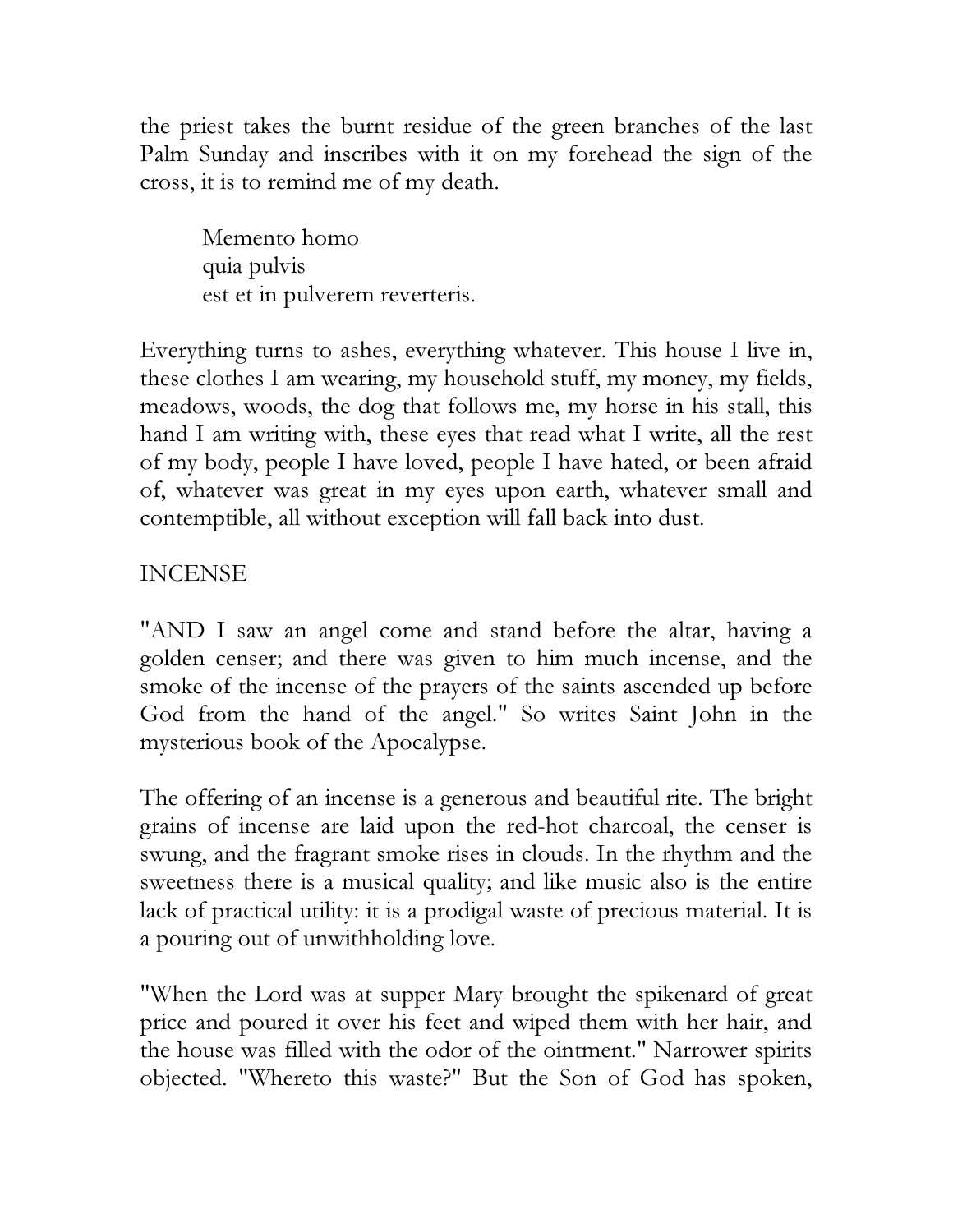the priest takes the burnt residue of the green branches of the last Palm Sunday and inscribes with it on my forehead the sign of the cross, it is to remind me of my death.

> Memento homo
> quia pulvis
> est et in pulverem reverteris.

Everything turns to ashes, everything whatever. This house I live in, these clothes I am wearing, my household stuff, my money, my fields, meadows, woods, the dog that follows me, my horse in his stall, this hand I am writing with, these eyes that read what I write, all the rest of my body, people I have loved, people I have hated, or been afraid of, whatever was great in my eyes upon earth, whatever small and contemptible, all without exception will fall back into dust.

## INCENSE

"AND I saw an angel come and stand before the altar, having a golden censer; and there was given to him much incense, and the smoke of the incense of the prayers of the saints ascended up before God from the hand of the angel." So writes Saint John in the mysterious book of the Apocalypse.

The offering of an incense is a generous and beautiful rite. The bright grains of incense are laid upon the red-hot charcoal, the censer is swung, and the fragrant smoke rises in clouds. In the rhythm and the sweetness there is a musical quality; and like music also is the entire lack of practical utility: it is a prodigal waste of precious material. It is a pouring out of unwithholding love.

"When the Lord was at supper Mary brought the spikenard of great price and poured it over his feet and wiped them with her hair, and the house was filled with the odor of the ointment." Narrower spirits objected. "Whereto this waste?" But the Son of God has spoken,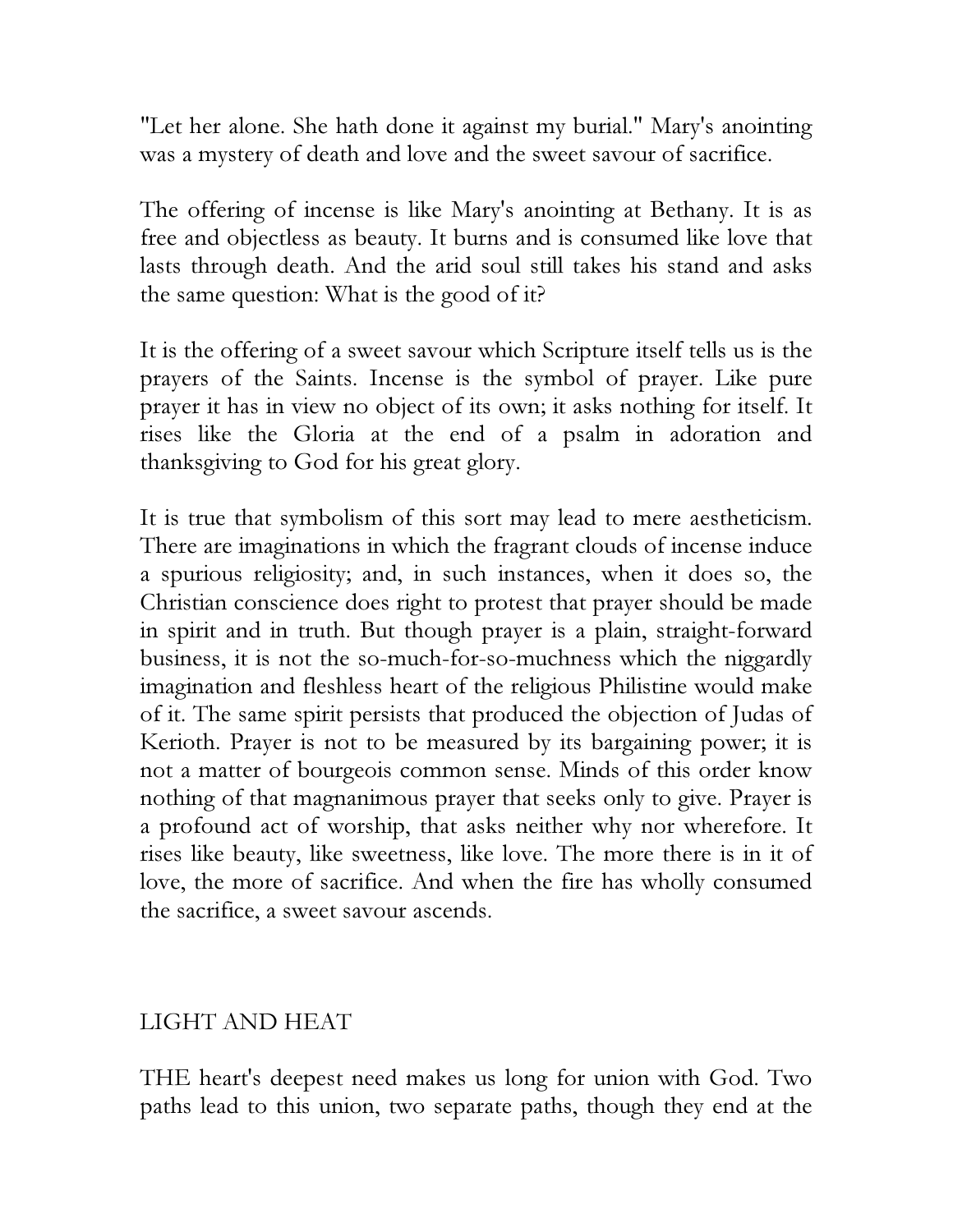"Let her alone. She hath done it against my burial." Mary's anointing was a mystery of death and love and the sweet savour of sacrifice.

The offering of incense is like Mary's anointing at Bethany. It is as free and objectless as beauty. It burns and is consumed like love that lasts through death. And the arid soul still takes his stand and asks the same question: What is the good of it?

It is the offering of a sweet savour which Scripture itself tells us is the prayers of the Saints. Incense is the symbol of prayer. Like pure prayer it has in view no object of its own; it asks nothing for itself. It rises like the Gloria at the end of a psalm in adoration and thanksgiving to God for his great glory.

It is true that symbolism of this sort may lead to mere aestheticism. There are imaginations in which the fragrant clouds of incense induce a spurious religiosity; and, in such instances, when it does so, the Christian conscience does right to protest that prayer should be made in spirit and in truth. But though prayer is a plain, straight-forward business, it is not the so-much-for-so-muchness which the niggardly imagination and fleshless heart of the religious Philistine would make of it. The same spirit persists that produced the objection of Judas of Kerioth. Prayer is not to be measured by its bargaining power; it is not a matter of bourgeois common sense. Minds of this order know nothing of that magnanimous prayer that seeks only to give. Prayer is a profound act of worship, that asks neither why nor wherefore. It rises like beauty, like sweetness, like love. The more there is in it of love, the more of sacrifice. And when the fire has wholly consumed the sacrifice, a sweet savour ascends.

## LIGHT AND HEAT

THE heart's deepest need makes us long for union with God. Two paths lead to this union, two separate paths, though they end at the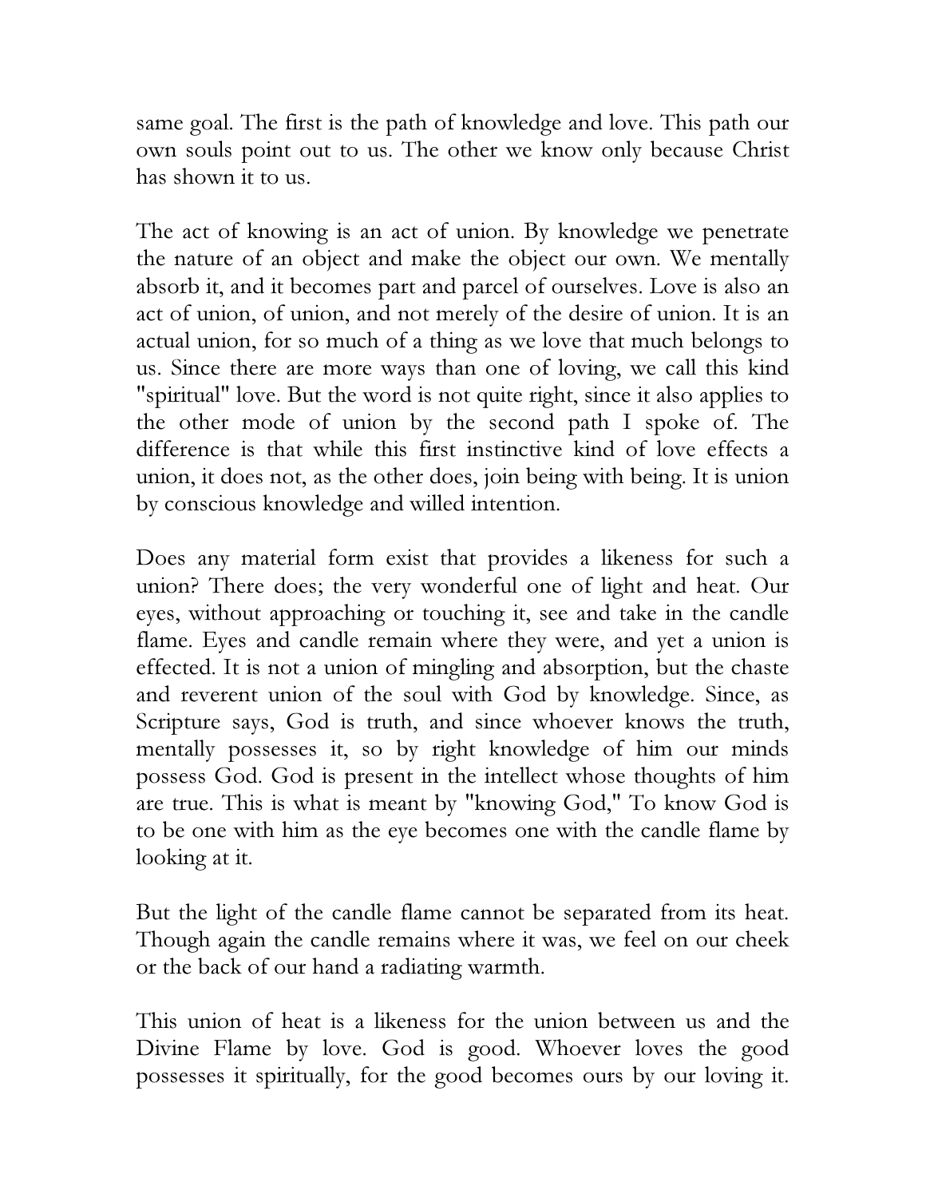same goal. The first is the path of knowledge and love. This path our own souls point out to us. The other we know only because Christ has shown it to us.

The act of knowing is an act of union. By knowledge we penetrate the nature of an object and make the object our own. We mentally absorb it, and it becomes part and parcel of ourselves. Love is also an act of union, of union, and not merely of the desire of union. It is an actual union, for so much of a thing as we love that much belongs to us. Since there are more ways than one of loving, we call this kind "spiritual" love. But the word is not quite right, since it also applies to the other mode of union by the second path I spoke of. The difference is that while this first instinctive kind of love effects a union, it does not, as the other does, join being with being. It is union by conscious knowledge and willed intention.

Does any material form exist that provides a likeness for such a union? There does; the very wonderful one of light and heat. Our eyes, without approaching or touching it, see and take in the candle flame. Eyes and candle remain where they were, and yet a union is effected. It is not a union of mingling and absorption, but the chaste and reverent union of the soul with God by knowledge. Since, as Scripture says, God is truth, and since whoever knows the truth, mentally possesses it, so by right knowledge of him our minds possess God. God is present in the intellect whose thoughts of him are true. This is what is meant by "knowing God," To know God is to be one with him as the eye becomes one with the candle flame by looking at it.

But the light of the candle flame cannot be separated from its heat. Though again the candle remains where it was, we feel on our cheek or the back of our hand a radiating warmth.

This union of heat is a likeness for the union between us and the Divine Flame by love. God is good. Whoever loves the good possesses it spiritually, for the good becomes ours by our loving it.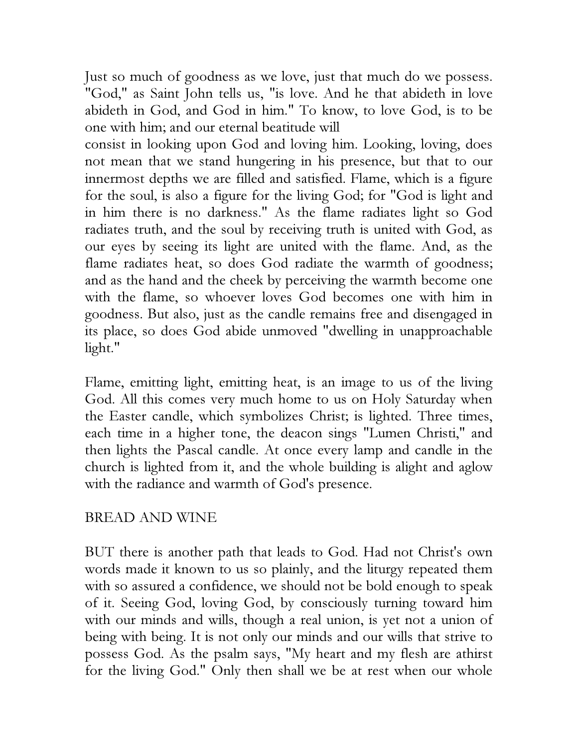Just so much of goodness as we love, just that much do we possess. "God," as Saint John tells us, "is love. And he that abideth in love abideth in God, and God in him." To know, to love God, is to be one with him; and our eternal beatitude will consist in looking upon God and loving him. Looking, loving, does not mean that we stand hungering in his presence, but that to our innermost depths we are filled and satisfied. Flame, which is a figure for the soul, is also a figure for the living God; for "God is light and in him there is no darkness." As the flame radiates light so God radiates truth, and the soul by receiving truth is united with God, as our eyes by seeing its light are united with the flame. And, as the flame radiates heat, so does God radiate the warmth of goodness; and as the hand and the cheek by perceiving the warmth become one with the flame, so whoever loves God becomes one with him in goodness. But also, just as the candle remains free and disengaged in its place, so does God abide unmoved "dwelling in unapproachable light."

Flame, emitting light, emitting heat, is an image to us of the living God. All this comes very much home to us on Holy Saturday when the Easter candle, which symbolizes Christ; is lighted. Three times, each time in a higher tone, the deacon sings "Lumen Christi," and then lights the Pascal candle. At once every lamp and candle in the church is lighted from it, and the whole building is alight and aglow with the radiance and warmth of God's presence.

## BREAD AND WINE

BUT there is another path that leads to God. Had not Christ's own words made it known to us so plainly, and the liturgy repeated them with so assured a confidence, we should not be bold enough to speak of it. Seeing God, loving God, by consciously turning toward him with our minds and wills, though a real union, is yet not a union of being with being. It is not only our minds and our wills that strive to possess God. As the psalm says, "My heart and my flesh are athirst for the living God." Only then shall we be at rest when our whole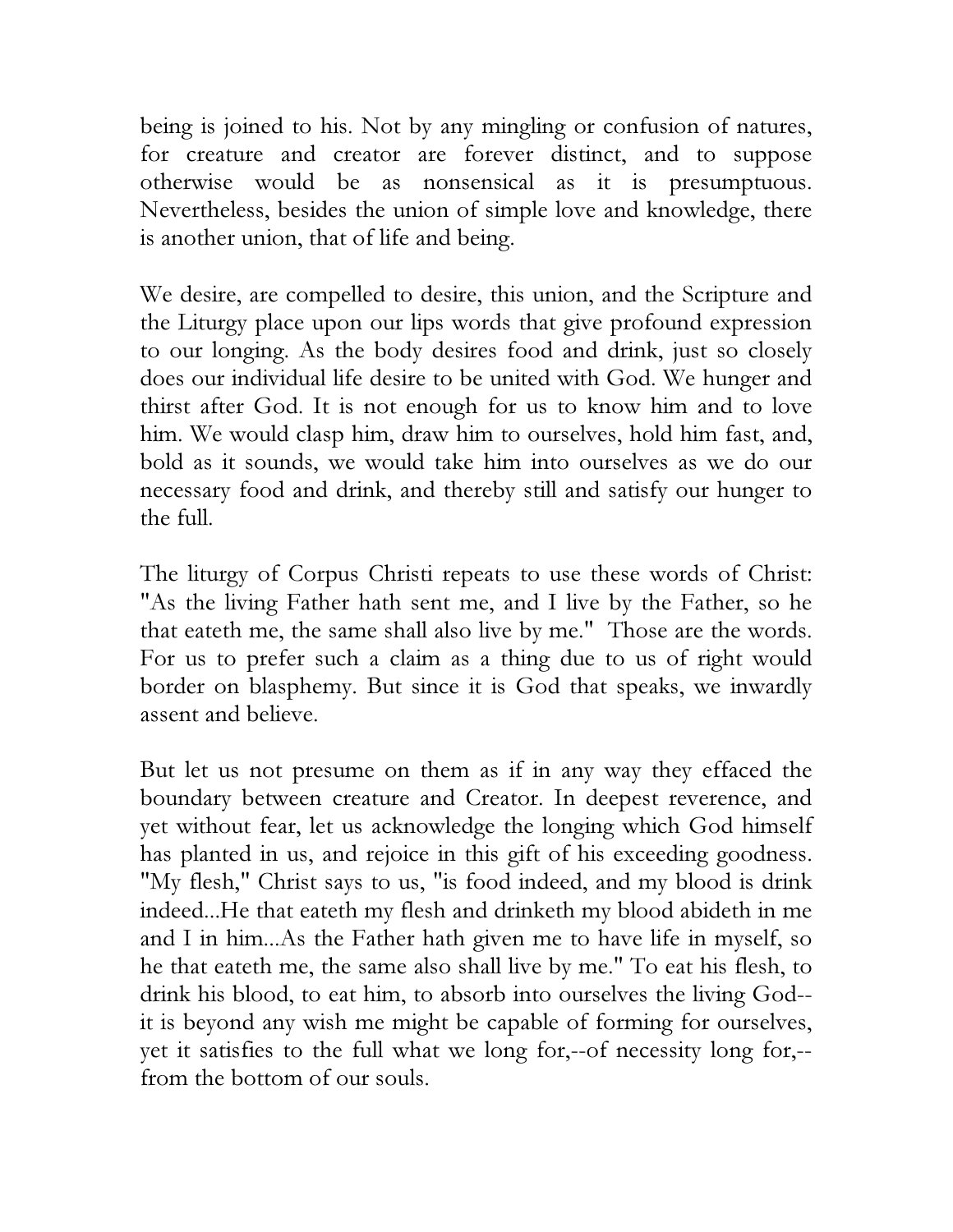being is joined to his. Not by any mingling or confusion of natures, for creature and creator are forever distinct, and to suppose otherwise would be as nonsensical as it is presumptuous. Nevertheless, besides the union of simple love and knowledge, there is another union, that of life and being.

We desire, are compelled to desire, this union, and the Scripture and the Liturgy place upon our lips words that give profound expression to our longing. As the body desires food and drink, just so closely does our individual life desire to be united with God. We hunger and thirst after God. It is not enough for us to know him and to love him. We would clasp him, draw him to ourselves, hold him fast, and, bold as it sounds, we would take him into ourselves as we do our necessary food and drink, and thereby still and satisfy our hunger to the full.

The liturgy of Corpus Christi repeats to use these words of Christ: "As the living Father hath sent me, and I live by the Father, so he that eateth me, the same shall also live by me." Those are the words. For us to prefer such a claim as a thing due to us of right would border on blasphemy. But since it is God that speaks, we inwardly assent and believe.

But let us not presume on them as if in any way they effaced the boundary between creature and Creator. In deepest reverence, and yet without fear, let us acknowledge the longing which God himself has planted in us, and rejoice in this gift of his exceeding goodness. "My flesh," Christ says to us, "is food indeed, and my blood is drink indeed...He that eateth my flesh and drinketh my blood abideth in me and I in him...As the Father hath given me to have life in myself, so he that eateth me, the same also shall live by me." To eat his flesh, to drink his blood, to eat him, to absorb into ourselves the living God--it is beyond any wish me might be capable of forming for ourselves, yet it satisfies to the full what we long for,--of necessity long for,--from the bottom of our souls.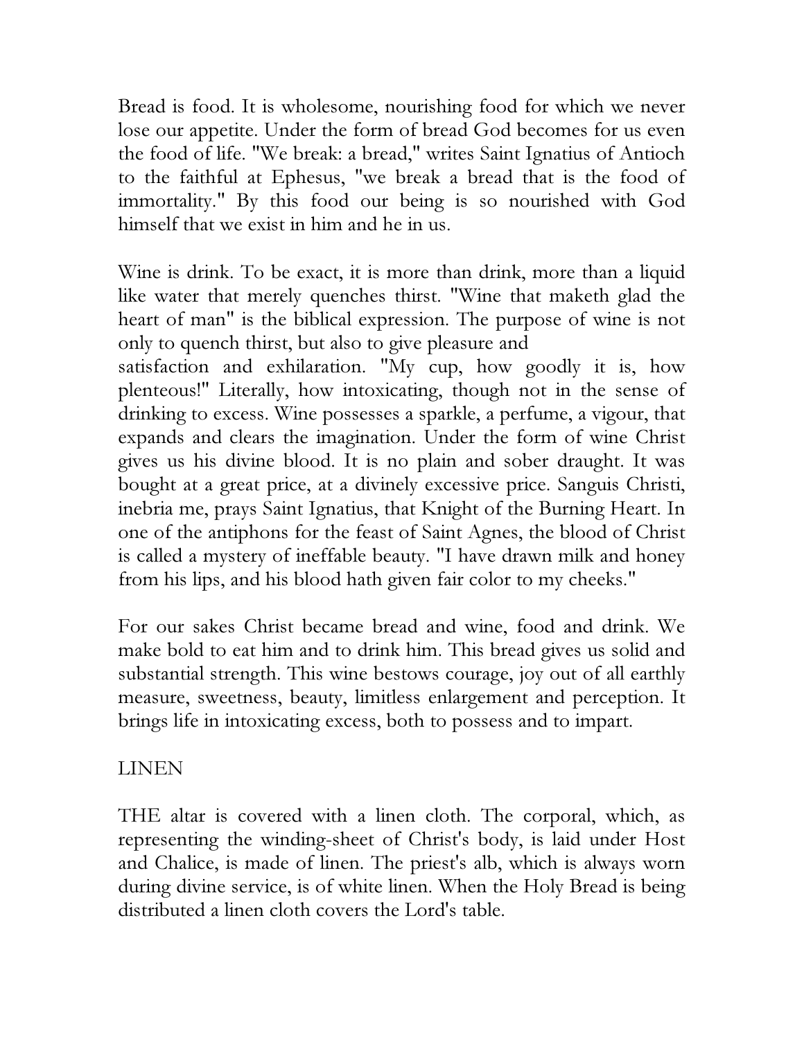Bread is food. It is wholesome, nourishing food for which we never lose our appetite. Under the form of bread God becomes for us even the food of life. "We break: a bread," writes Saint Ignatius of Antioch to the faithful at Ephesus, "we break a bread that is the food of immortality." By this food our being is so nourished with God himself that we exist in him and he in us.

Wine is drink. To be exact, it is more than drink, more than a liquid like water that merely quenches thirst. "Wine that maketh glad the heart of man" is the biblical expression. The purpose of wine is not only to quench thirst, but also to give pleasure and satisfaction and exhilaration. "My cup, how goodly it is, how plenteous!" Literally, how intoxicating, though not in the sense of drinking to excess. Wine possesses a sparkle, a perfume, a vigour, that expands and clears the imagination. Under the form of wine Christ gives us his divine blood. It is no plain and sober draught. It was bought at a great price, at a divinely excessive price. Sanguis Christi, inebria me, prays Saint Ignatius, that Knight of the Burning Heart. In one of the antiphons for the feast of Saint Agnes, the blood of Christ is called a mystery of ineffable beauty. "I have drawn milk and honey from his lips, and his blood hath given fair color to my cheeks."

For our sakes Christ became bread and wine, food and drink. We make bold to eat him and to drink him. This bread gives us solid and substantial strength. This wine bestows courage, joy out of all earthly measure, sweetness, beauty, limitless enlargement and perception. It brings life in intoxicating excess, both to possess and to impart.

## LINEN

THE altar is covered with a linen cloth. The corporal, which, as representing the winding-sheet of Christ's body, is laid under Host and Chalice, is made of linen. The priest's alb, which is always worn during divine service, is of white linen. When the Holy Bread is being distributed a linen cloth covers the Lord's table.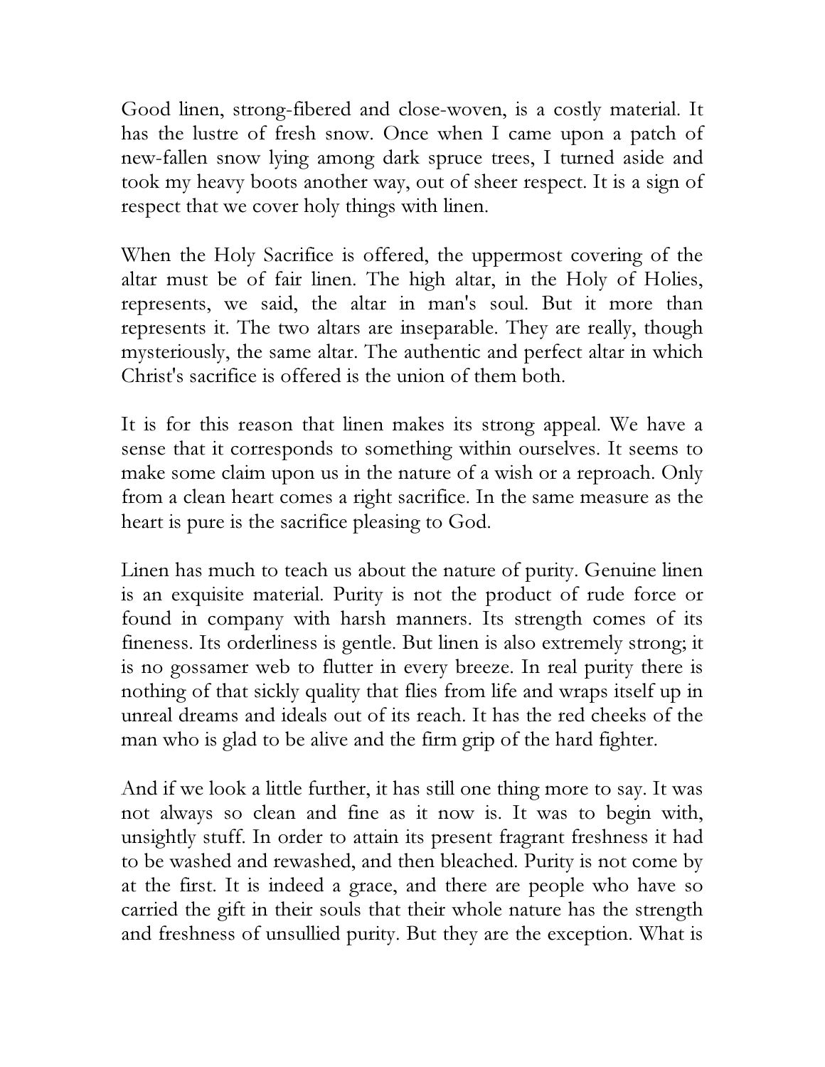Good linen, strong-fibered and close-woven, is a costly material. It has the lustre of fresh snow. Once when I came upon a patch of new-fallen snow lying among dark spruce trees, I turned aside and took my heavy boots another way, out of sheer respect. It is a sign of respect that we cover holy things with linen.

When the Holy Sacrifice is offered, the uppermost covering of the altar must be of fair linen. The high altar, in the Holy of Holies, represents, we said, the altar in man's soul. But it more than represents it. The two altars are inseparable. They are really, though mysteriously, the same altar. The authentic and perfect altar in which Christ's sacrifice is offered is the union of them both.

It is for this reason that linen makes its strong appeal. We have a sense that it corresponds to something within ourselves. It seems to make some claim upon us in the nature of a wish or a reproach. Only from a clean heart comes a right sacrifice. In the same measure as the heart is pure is the sacrifice pleasing to God.

Linen has much to teach us about the nature of purity. Genuine linen is an exquisite material. Purity is not the product of rude force or found in company with harsh manners. Its strength comes of its fineness. Its orderliness is gentle. But linen is also extremely strong; it is no gossamer web to flutter in every breeze. In real purity there is nothing of that sickly quality that flies from life and wraps itself up in unreal dreams and ideals out of its reach. It has the red cheeks of the man who is glad to be alive and the firm grip of the hard fighter.

And if we look a little further, it has still one thing more to say. It was not always so clean and fine as it now is. It was to begin with, unsightly stuff. In order to attain its present fragrant freshness it had to be washed and rewashed, and then bleached. Purity is not come by at the first. It is indeed a grace, and there are people who have so carried the gift in their souls that their whole nature has the strength and freshness of unsullied purity. But they are the exception. What is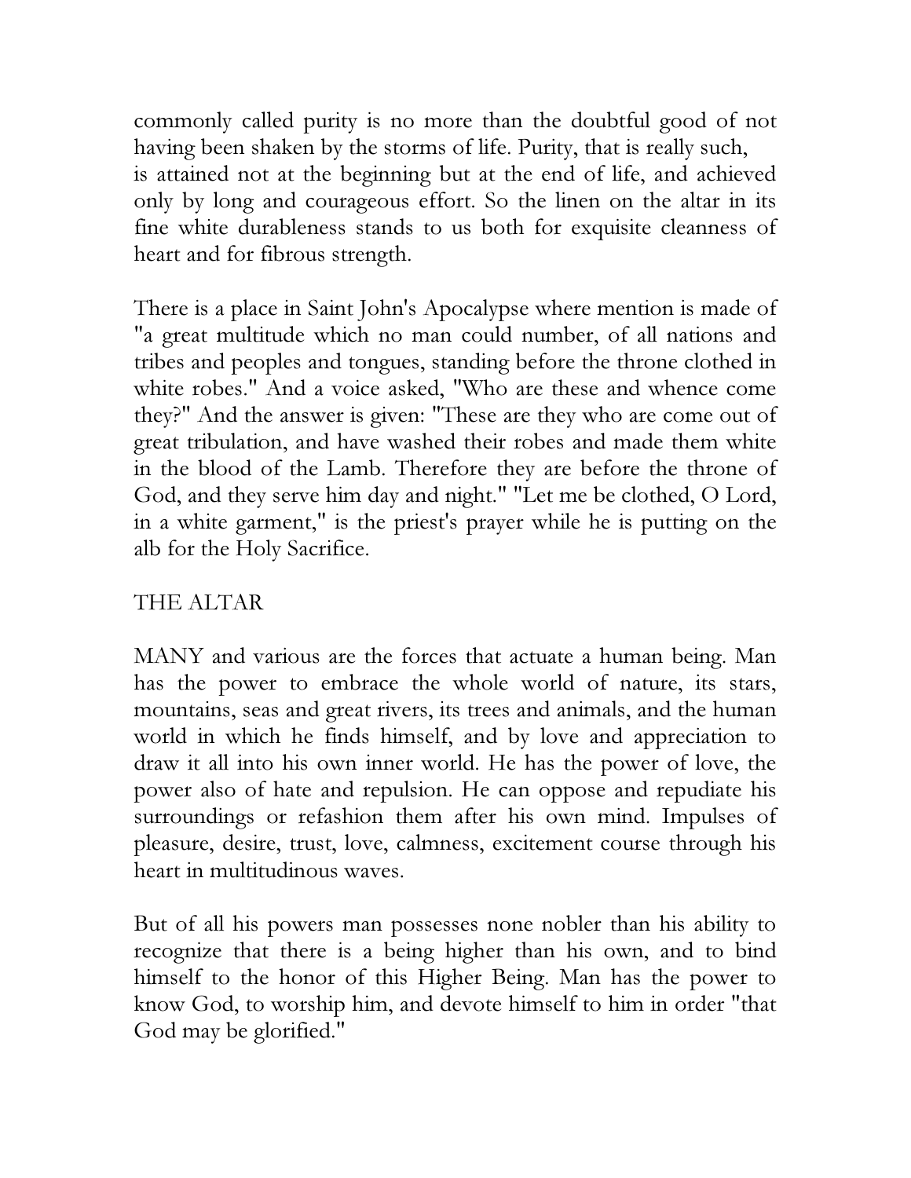commonly called purity is no more than the doubtful good of not having been shaken by the storms of life. Purity, that is really such, is attained not at the beginning but at the end of life, and achieved only by long and courageous effort. So the linen on the altar in its fine white durableness stands to us both for exquisite cleanness of heart and for fibrous strength.

There is a place in Saint John's Apocalypse where mention is made of "a great multitude which no man could number, of all nations and tribes and peoples and tongues, standing before the throne clothed in white robes." And a voice asked, "Who are these and whence come they?" And the answer is given: "These are they who are come out of great tribulation, and have washed their robes and made them white in the blood of the Lamb. Therefore they are before the throne of God, and they serve him day and night." "Let me be clothed, O Lord, in a white garment," is the priest's prayer while he is putting on the alb for the Holy Sacrifice.

## THE ALTAR

MANY and various are the forces that actuate a human being. Man has the power to embrace the whole world of nature, its stars, mountains, seas and great rivers, its trees and animals, and the human world in which he finds himself, and by love and appreciation to draw it all into his own inner world. He has the power of love, the power also of hate and repulsion. He can oppose and repudiate his surroundings or refashion them after his own mind. Impulses of pleasure, desire, trust, love, calmness, excitement course through his heart in multitudinous waves.

But of all his powers man possesses none nobler than his ability to recognize that there is a being higher than his own, and to bind himself to the honor of this Higher Being. Man has the power to know God, to worship him, and devote himself to him in order "that God may be glorified."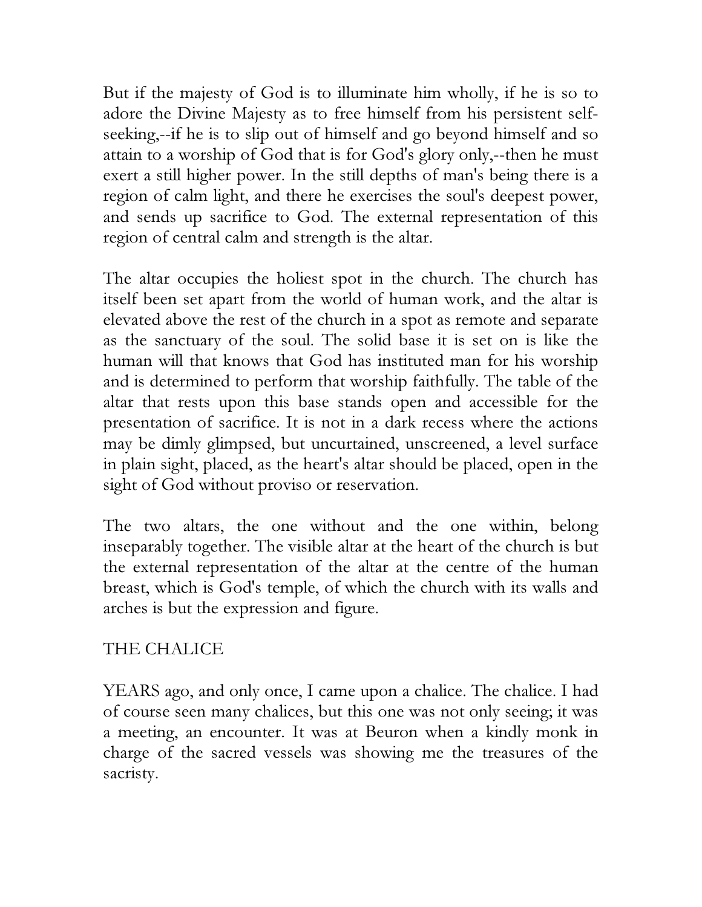But if the majesty of God is to illuminate him wholly, if he is so to adore the Divine Majesty as to free himself from his persistent self-seeking,--if he is to slip out of himself and go beyond himself and so attain to a worship of God that is for God's glory only,--then he must exert a still higher power. In the still depths of man's being there is a region of calm light, and there he exercises the soul's deepest power, and sends up sacrifice to God. The external representation of this region of central calm and strength is the altar.

The altar occupies the holiest spot in the church. The church has itself been set apart from the world of human work, and the altar is elevated above the rest of the church in a spot as remote and separate as the sanctuary of the soul. The solid base it is set on is like the human will that knows that God has instituted man for his worship and is determined to perform that worship faithfully. The table of the altar that rests upon this base stands open and accessible for the presentation of sacrifice. It is not in a dark recess where the actions may be dimly glimpsed, but uncurtained, unscreened, a level surface in plain sight, placed, as the heart's altar should be placed, open in the sight of God without proviso or reservation.

The two altars, the one without and the one within, belong inseparably together. The visible altar at the heart of the church is but the external representation of the altar at the centre of the human breast, which is God's temple, of which the church with its walls and arches is but the expression and figure.

## THE CHALICE

YEARS ago, and only once, I came upon a chalice. The chalice. I had of course seen many chalices, but this one was not only seeing; it was a meeting, an encounter. It was at Beuron when a kindly monk in charge of the sacred vessels was showing me the treasures of the sacristy.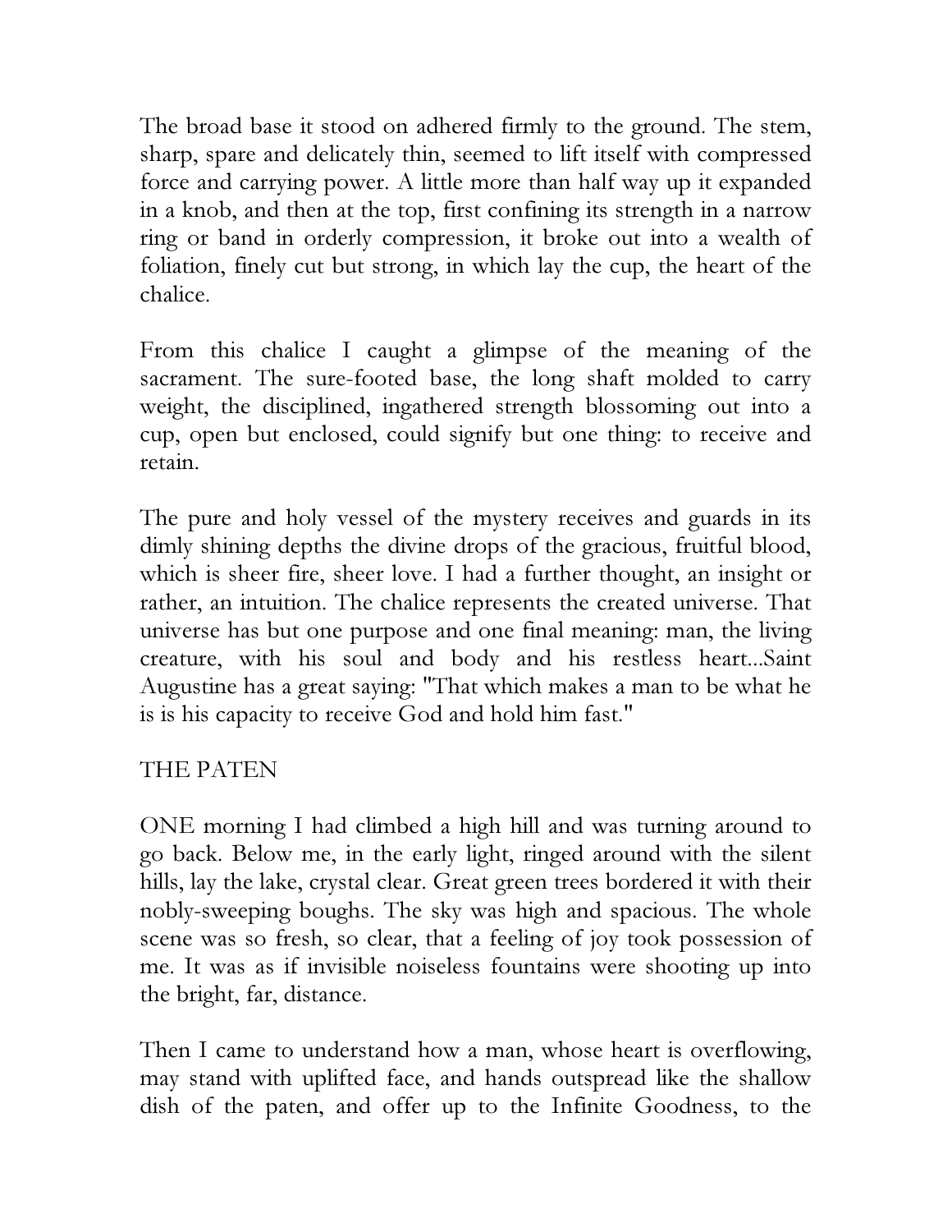The broad base it stood on adhered firmly to the ground. The stem, sharp, spare and delicately thin, seemed to lift itself with compressed force and carrying power. A little more than half way up it expanded in a knob, and then at the top, first confining its strength in a narrow ring or band in orderly compression, it broke out into a wealth of foliation, finely cut but strong, in which lay the cup, the heart of the chalice.

From this chalice I caught a glimpse of the meaning of the sacrament. The sure-footed base, the long shaft molded to carry weight, the disciplined, ingathered strength blossoming out into a cup, open but enclosed, could signify but one thing: to receive and retain.

The pure and holy vessel of the mystery receives and guards in its dimly shining depths the divine drops of the gracious, fruitful blood, which is sheer fire, sheer love. I had a further thought, an insight or rather, an intuition. The chalice represents the created universe. That universe has but one purpose and one final meaning: man, the living creature, with his soul and body and his restless heart...Saint Augustine has a great saying: "That which makes a man to be what he is is his capacity to receive God and hold him fast."

## THE PATEN

ONE morning I had climbed a high hill and was turning around to go back. Below me, in the early light, ringed around with the silent hills, lay the lake, crystal clear. Great green trees bordered it with their nobly-sweeping boughs. The sky was high and spacious. The whole scene was so fresh, so clear, that a feeling of joy took possession of me. It was as if invisible noiseless fountains were shooting up into the bright, far, distance.

Then I came to understand how a man, whose heart is overflowing, may stand with uplifted face, and hands outspread like the shallow dish of the paten, and offer up to the Infinite Goodness, to the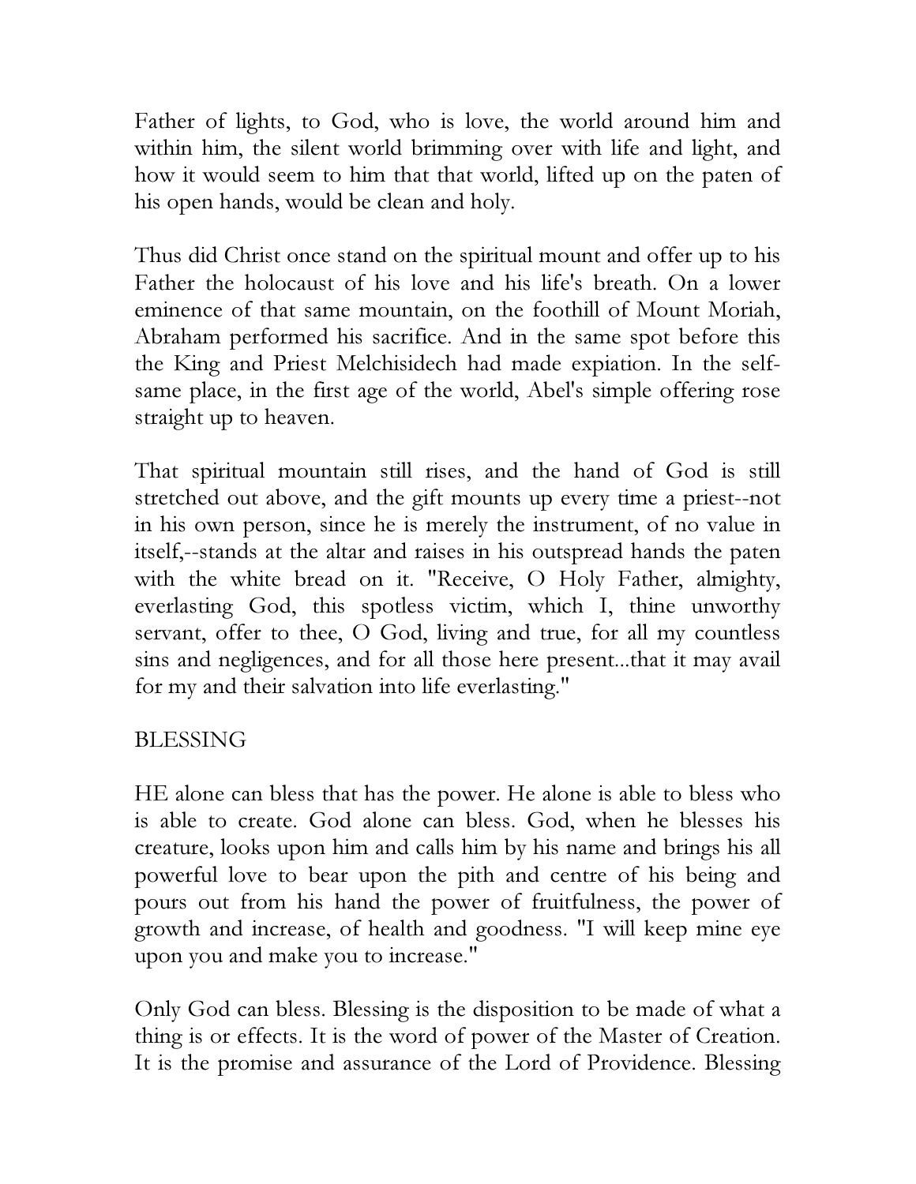Father of lights, to God, who is love, the world around him and within him, the silent world brimming over with life and light, and how it would seem to him that that world, lifted up on the paten of his open hands, would be clean and holy.

Thus did Christ once stand on the spiritual mount and offer up to his Father the holocaust of his love and his life's breath. On a lower eminence of that same mountain, on the foothill of Mount Moriah, Abraham performed his sacrifice. And in the same spot before this the King and Priest Melchisidech had made expiation. In the self-same place, in the first age of the world, Abel's simple offering rose straight up to heaven.

That spiritual mountain still rises, and the hand of God is still stretched out above, and the gift mounts up every time a priest--not in his own person, since he is merely the instrument, of no value in itself,--stands at the altar and raises in his outspread hands the paten with the white bread on it. "Receive, O Holy Father, almighty, everlasting God, this spotless victim, which I, thine unworthy servant, offer to thee, O God, living and true, for all my countless sins and negligences, and for all those here present...that it may avail for my and their salvation into life everlasting."

## BLESSING

HE alone can bless that has the power. He alone is able to bless who is able to create. God alone can bless. God, when he blesses his creature, looks upon him and calls him by his name and brings his all powerful love to bear upon the pith and centre of his being and pours out from his hand the power of fruitfulness, the power of growth and increase, of health and goodness. "I will keep mine eye upon you and make you to increase."

Only God can bless. Blessing is the disposition to be made of what a thing is or effects. It is the word of power of the Master of Creation. It is the promise and assurance of the Lord of Providence. Blessing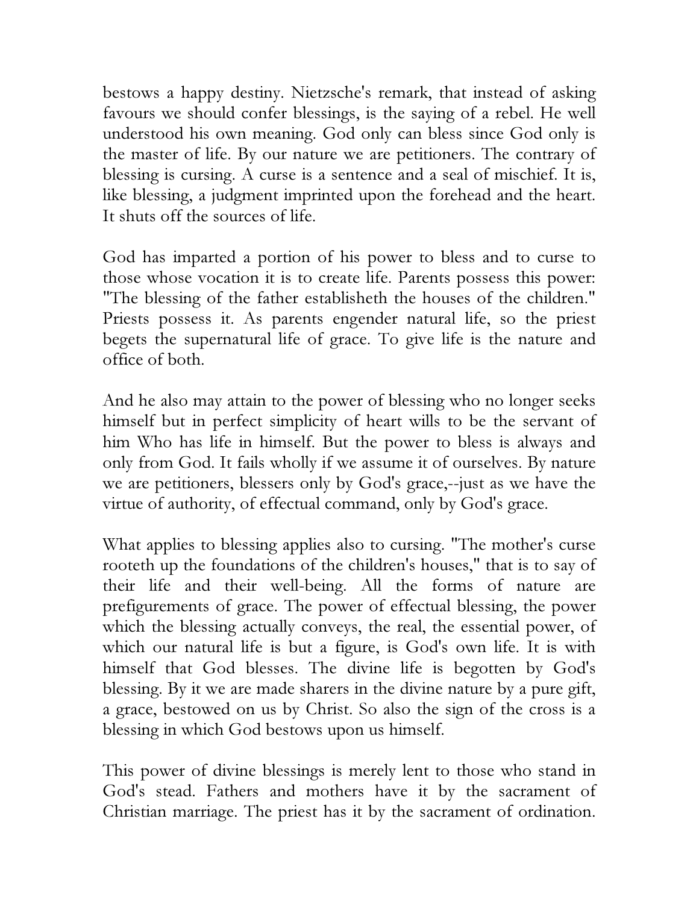bestows a happy destiny. Nietzsche's remark, that instead of asking favours we should confer blessings, is the saying of a rebel. He well understood his own meaning. God only can bless since God only is the master of life. By our nature we are petitioners. The contrary of blessing is cursing. A curse is a sentence and a seal of mischief. It is, like blessing, a judgment imprinted upon the forehead and the heart. It shuts off the sources of life.

God has imparted a portion of his power to bless and to curse to those whose vocation it is to create life. Parents possess this power: "The blessing of the father establisheth the houses of the children." Priests possess it. As parents engender natural life, so the priest begets the supernatural life of grace. To give life is the nature and office of both.

And he also may attain to the power of blessing who no longer seeks himself but in perfect simplicity of heart wills to be the servant of him Who has life in himself. But the power to bless is always and only from God. It fails wholly if we assume it of ourselves. By nature we are petitioners, blessers only by God's grace,--just as we have the virtue of authority, of effectual command, only by God's grace.

What applies to blessing applies also to cursing. "The mother's curse rooteth up the foundations of the children's houses," that is to say of their life and their well-being. All the forms of nature are prefigurements of grace. The power of effectual blessing, the power which the blessing actually conveys, the real, the essential power, of which our natural life is but a figure, is God's own life. It is with himself that God blesses. The divine life is begotten by God's blessing. By it we are made sharers in the divine nature by a pure gift, a grace, bestowed on us by Christ. So also the sign of the cross is a blessing in which God bestows upon us himself.

This power of divine blessings is merely lent to those who stand in God's stead. Fathers and mothers have it by the sacrament of Christian marriage. The priest has it by the sacrament of ordination.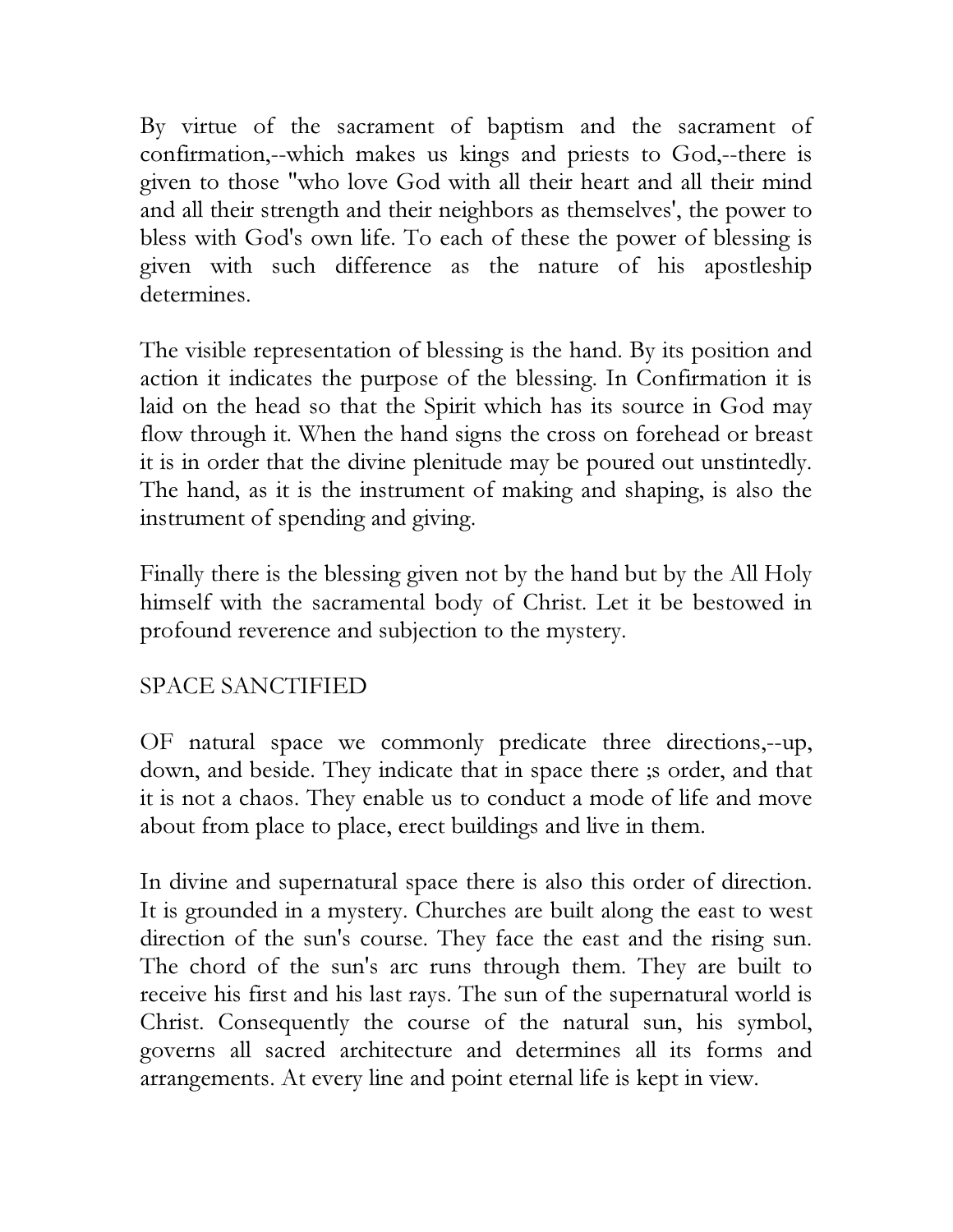By virtue of the sacrament of baptism and the sacrament of confirmation,--which makes us kings and priests to God,--there is given to those "who love God with all their heart and all their mind and all their strength and their neighbors as themselves', the power to bless with God's own life. To each of these the power of blessing is given with such difference as the nature of his apostleship determines.

The visible representation of blessing is the hand. By its position and action it indicates the purpose of the blessing. In Confirmation it is laid on the head so that the Spirit which has its source in God may flow through it. When the hand signs the cross on forehead or breast it is in order that the divine plenitude may be poured out unstintedly. The hand, as it is the instrument of making and shaping, is also the instrument of spending and giving.

Finally there is the blessing given not by the hand but by the All Holy himself with the sacramental body of Christ. Let it be bestowed in profound reverence and subjection to the mystery.

## SPACE SANCTIFIED

OF natural space we commonly predicate three directions,--up, down, and beside. They indicate that in space there ;s order, and that it is not a chaos. They enable us to conduct a mode of life and move about from place to place, erect buildings and live in them.

In divine and supernatural space there is also this order of direction. It is grounded in a mystery. Churches are built along the east to west direction of the sun's course. They face the east and the rising sun. The chord of the sun's arc runs through them. They are built to receive his first and his last rays. The sun of the supernatural world is Christ. Consequently the course of the natural sun, his symbol, governs all sacred architecture and determines all its forms and arrangements. At every line and point eternal life is kept in view.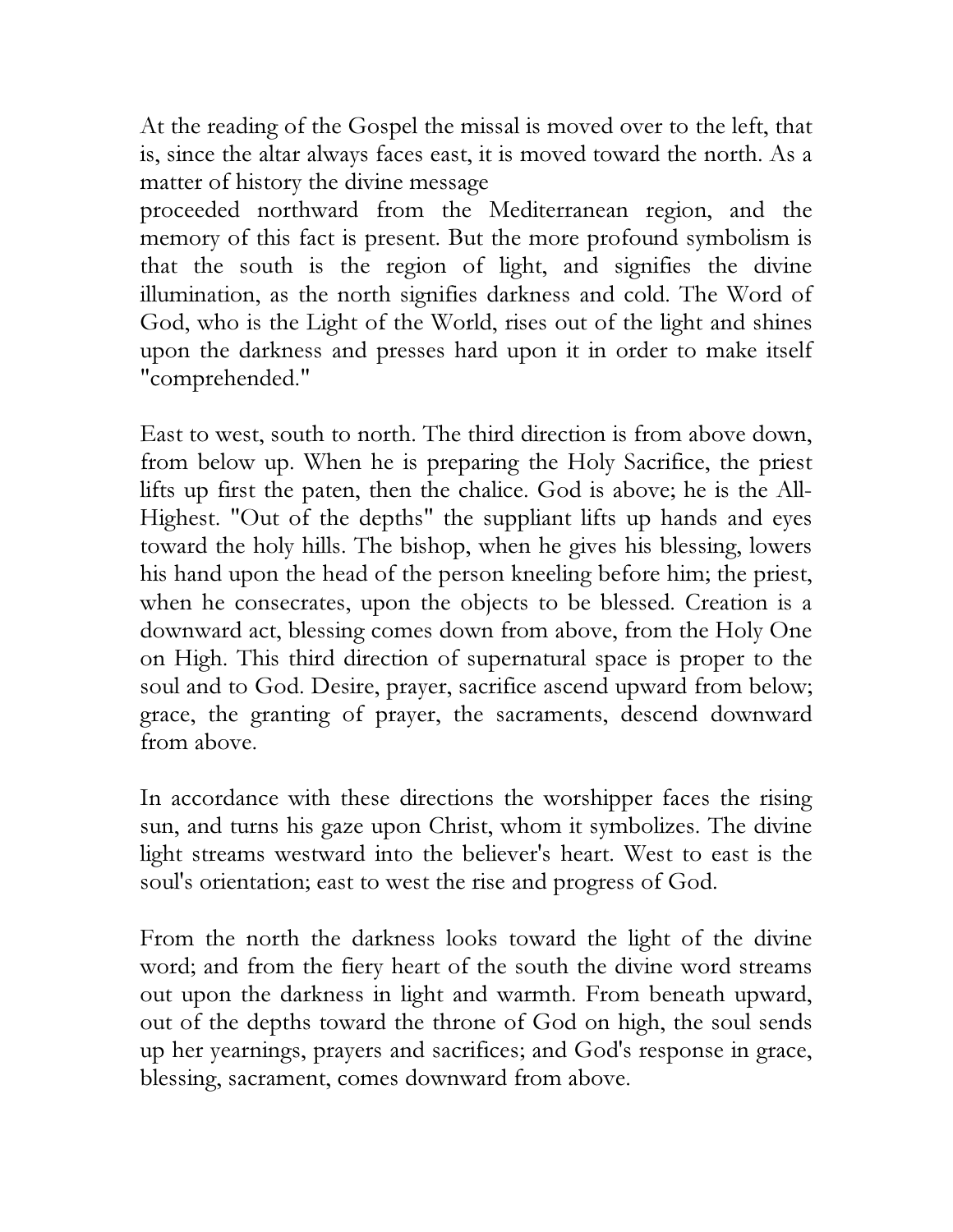At the reading of the Gospel the missal is moved over to the left, that is, since the altar always faces east, it is moved toward the north. As a matter of history the divine message proceeded northward from the Mediterranean region, and the memory of this fact is present. But the more profound symbolism is that the south is the region of light, and signifies the divine illumination, as the north signifies darkness and cold. The Word of God, who is the Light of the World, rises out of the light and shines upon the darkness and presses hard upon it in order to make itself "comprehended."

East to west, south to north. The third direction is from above down, from below up. When he is preparing the Holy Sacrifice, the priest lifts up first the paten, then the chalice. God is above; he is the All-Highest. "Out of the depths" the suppliant lifts up hands and eyes toward the holy hills. The bishop, when he gives his blessing, lowers his hand upon the head of the person kneeling before him; the priest, when he consecrates, upon the objects to be blessed. Creation is a downward act, blessing comes down from above, from the Holy One on High. This third direction of supernatural space is proper to the soul and to God. Desire, prayer, sacrifice ascend upward from below; grace, the granting of prayer, the sacraments, descend downward from above.

In accordance with these directions the worshipper faces the rising sun, and turns his gaze upon Christ, whom it symbolizes. The divine light streams westward into the believer's heart. West to east is the soul's orientation; east to west the rise and progress of God.

From the north the darkness looks toward the light of the divine word; and from the fiery heart of the south the divine word streams out upon the darkness in light and warmth. From beneath upward, out of the depths toward the throne of God on high, the soul sends up her yearnings, prayers and sacrifices; and God's response in grace, blessing, sacrament, comes downward from above.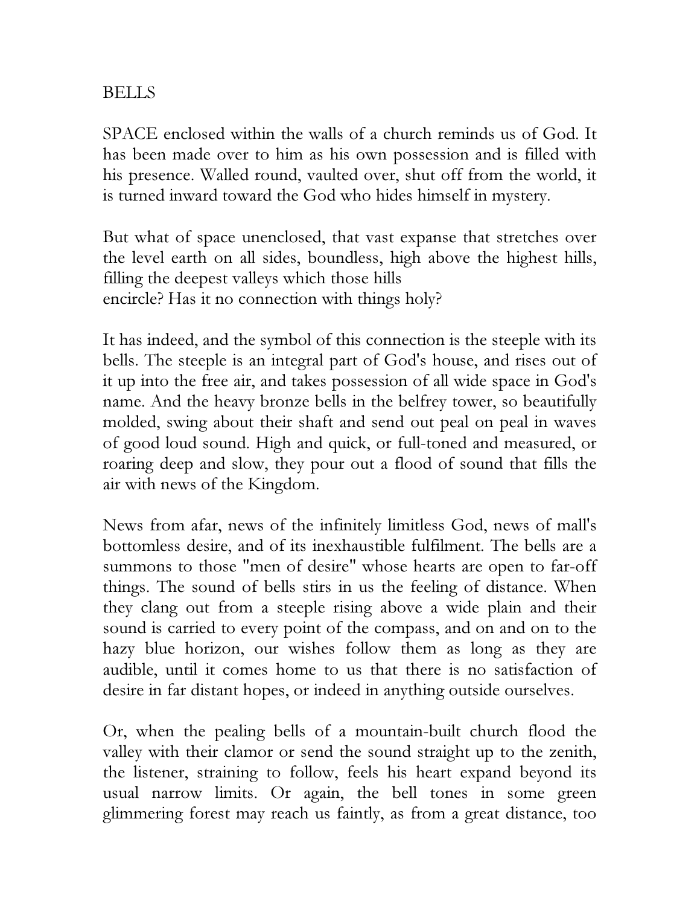# BELLS

SPACE enclosed within the walls of a church reminds us of God. It has been made over to him as his own possession and is filled with his presence. Walled round, vaulted over, shut off from the world, it is turned inward toward the God who hides himself in mystery.

But what of space unenclosed, that vast expanse that stretches over the level earth on all sides, boundless, high above the highest hills, filling the deepest valleys which those hills encircle? Has it no connection with things holy?

It has indeed, and the symbol of this connection is the steeple with its bells. The steeple is an integral part of God's house, and rises out of it up into the free air, and takes possession of all wide space in God's name. And the heavy bronze bells in the belfrey tower, so beautifully molded, swing about their shaft and send out peal on peal in waves of good loud sound. High and quick, or full-toned and measured, or roaring deep and slow, they pour out a flood of sound that fills the air with news of the Kingdom.

News from afar, news of the infinitely limitless God, news of mall's bottomless desire, and of its inexhaustible fulfilment. The bells are a summons to those "men of desire" whose hearts are open to far-off things. The sound of bells stirs in us the feeling of distance. When they clang out from a steeple rising above a wide plain and their sound is carried to every point of the compass, and on and on to the hazy blue horizon, our wishes follow them as long as they are audible, until it comes home to us that there is no satisfaction of desire in far distant hopes, or indeed in anything outside ourselves.

Or, when the pealing bells of a mountain-built church flood the valley with their clamor or send the sound straight up to the zenith, the listener, straining to follow, feels his heart expand beyond its usual narrow limits. Or again, the bell tones in some green glimmering forest may reach us faintly, as from a great distance, too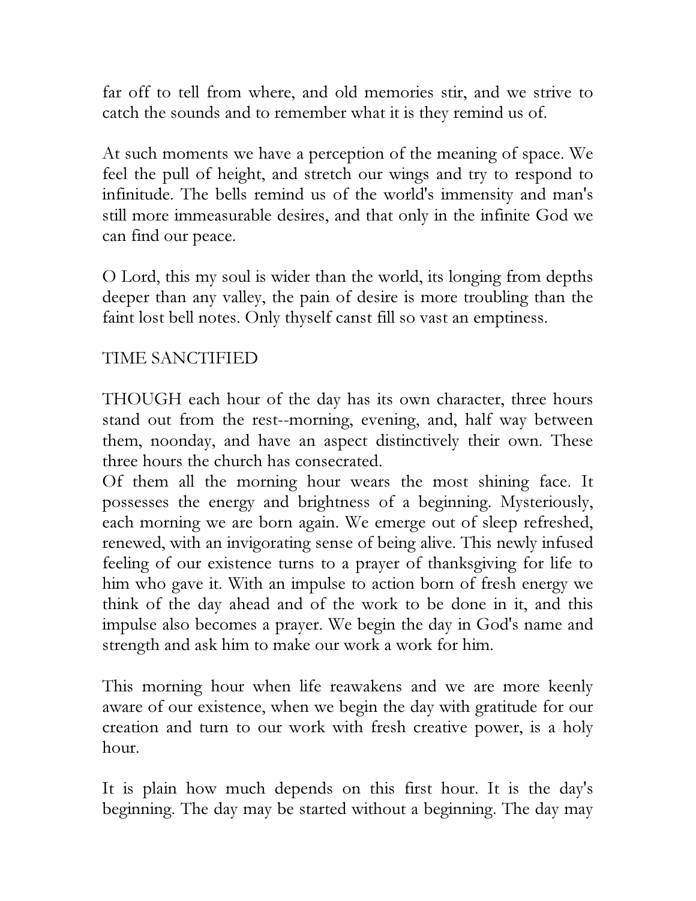far off to tell from where, and old memories stir, and we strive to catch the sounds and to remember what it is they remind us of.

At such moments we have a perception of the meaning of space. We feel the pull of height, and stretch our wings and try to respond to infinitude. The bells remind us of the world's immensity and man's still more immeasurable desires, and that only in the infinite God we can find our peace.

O Lord, this my soul is wider than the world, its longing from depths deeper than any valley, the pain of desire is more troubling than the faint lost bell notes. Only thyself canst fill so vast an emptiness.

## TIME SANCTIFIED

THOUGH each hour of the day has its own character, three hours stand out from the rest--morning, evening, and, half way between them, noonday, and have an aspect distinctively their own. These three hours the church has consecrated.

Of them all the morning hour wears the most shining face. It possesses the energy and brightness of a beginning. Mysteriously, each morning we are born again. We emerge out of sleep refreshed, renewed, with an invigorating sense of being alive. This newly infused feeling of our existence turns to a prayer of thanksgiving for life to him who gave it. With an impulse to action born of fresh energy we think of the day ahead and of the work to be done in it, and this impulse also becomes a prayer. We begin the day in God's name and strength and ask him to make our work a work for him.

This morning hour when life reawakens and we are more keenly aware of our existence, when we begin the day with gratitude for our creation and turn to our work with fresh creative power, is a holy hour.

It is plain how much depends on this first hour. It is the day's beginning. The day may be started without a beginning. The day may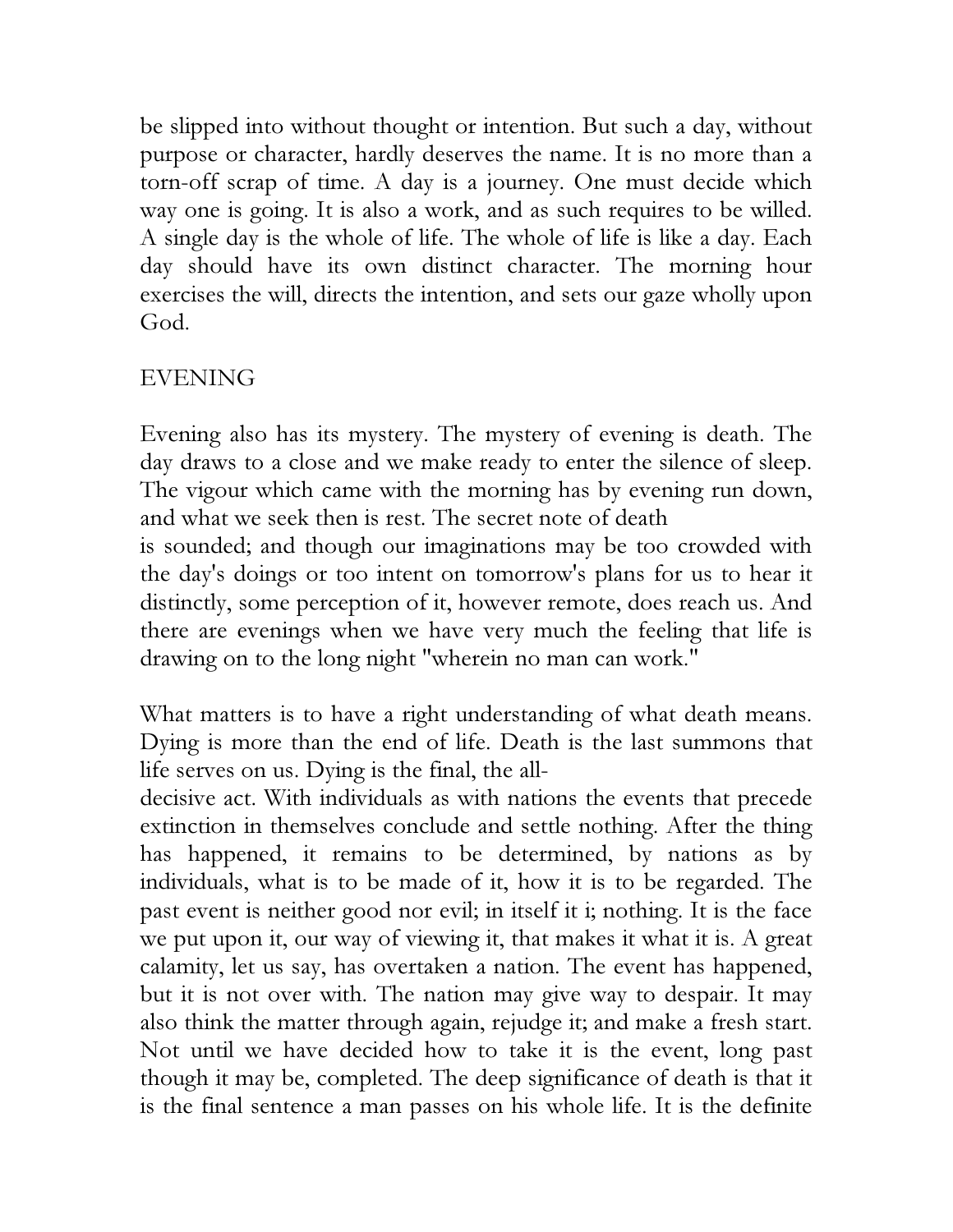be slipped into without thought or intention. But such a day, without purpose or character, hardly deserves the name. It is no more than a torn-off scrap of time. A day is a journey. One must decide which way one is going. It is also a work, and as such requires to be willed. A single day is the whole of life. The whole of life is like a day. Each day should have its own distinct character. The morning hour exercises the will, directs the intention, and sets our gaze wholly upon God.

## EVENING

Evening also has its mystery. The mystery of evening is death. The day draws to a close and we make ready to enter the silence of sleep. The vigour which came with the morning has by evening run down, and what we seek then is rest. The secret note of death is sounded; and though our imaginations may be too crowded with the day's doings or too intent on tomorrow's plans for us to hear it distinctly, some perception of it, however remote, does reach us. And there are evenings when we have very much the feeling that life is drawing on to the long night "wherein no man can work."

What matters is to have a right understanding of what death means. Dying is more than the end of life. Death is the last summons that life serves on us. Dying is the final, the all-decisive act. With individuals as with nations the events that precede extinction in themselves conclude and settle nothing. After the thing has happened, it remains to be determined, by nations as by individuals, what is to be made of it, how it is to be regarded. The past event is neither good nor evil; in itself it i; nothing. It is the face we put upon it, our way of viewing it, that makes it what it is. A great calamity, let us say, has overtaken a nation. The event has happened, but it is not over with. The nation may give way to despair. It may also think the matter through again, rejudge it; and make a fresh start. Not until we have decided how to take it is the event, long past though it may be, completed. The deep significance of death is that it is the final sentence a man passes on his whole life. It is the definite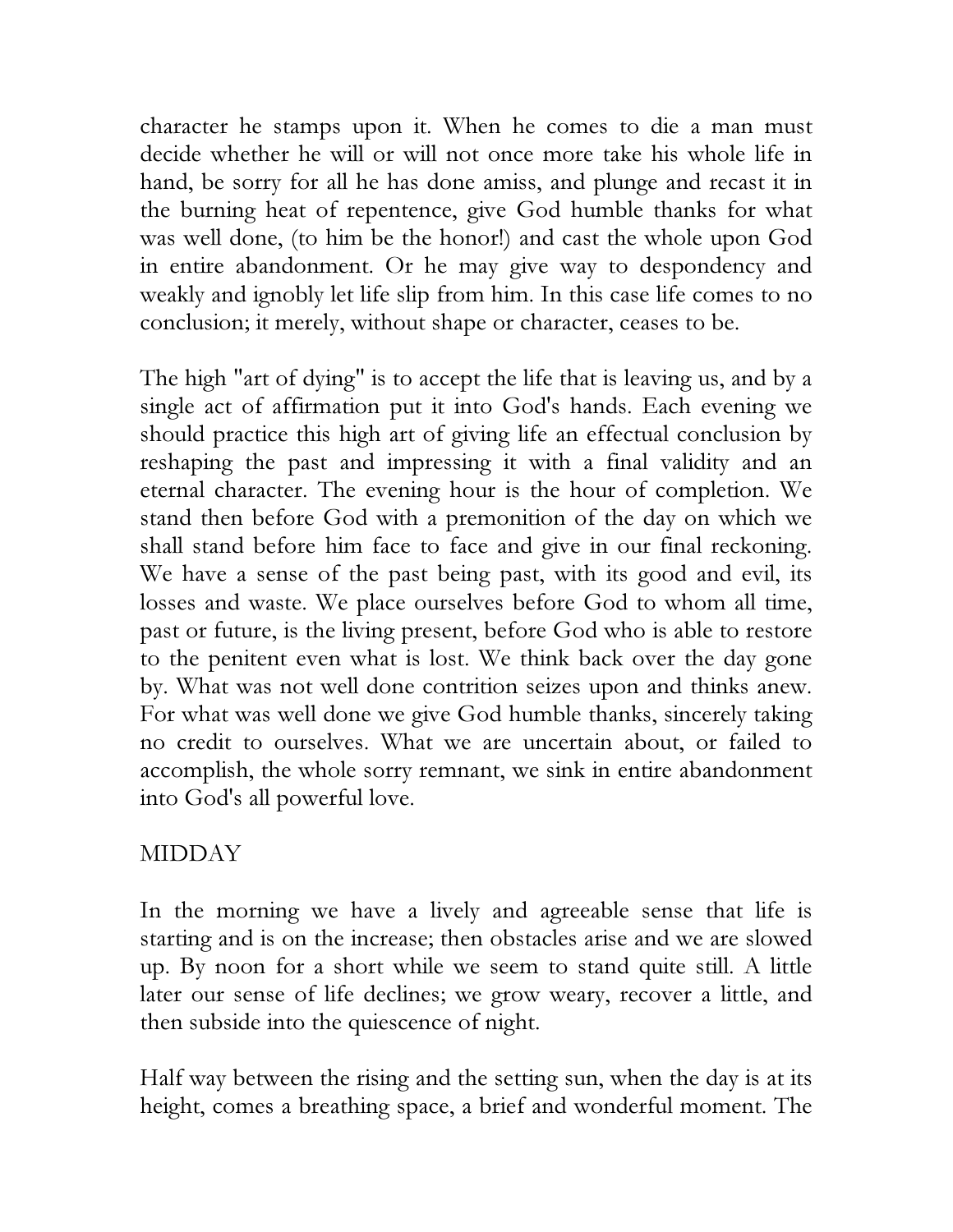character he stamps upon it. When he comes to die a man must decide whether he will or will not once more take his whole life in hand, be sorry for all he has done amiss, and plunge and recast it in the burning heat of repentence, give God humble thanks for what was well done, (to him be the honor!) and cast the whole upon God in entire abandonment. Or he may give way to despondency and weakly and ignobly let life slip from him. In this case life comes to no conclusion; it merely, without shape or character, ceases to be.

The high "art of dying" is to accept the life that is leaving us, and by a single act of affirmation put it into God's hands. Each evening we should practice this high art of giving life an effectual conclusion by reshaping the past and impressing it with a final validity and an eternal character. The evening hour is the hour of completion. We stand then before God with a premonition of the day on which we shall stand before him face to face and give in our final reckoning. We have a sense of the past being past, with its good and evil, its losses and waste. We place ourselves before God to whom all time, past or future, is the living present, before God who is able to restore to the penitent even what is lost. We think back over the day gone by. What was not well done contrition seizes upon and thinks anew. For what was well done we give God humble thanks, sincerely taking no credit to ourselves. What we are uncertain about, or failed to accomplish, the whole sorry remnant, we sink in entire abandonment into God's all powerful love.

## MIDDAY

In the morning we have a lively and agreeable sense that life is starting and is on the increase; then obstacles arise and we are slowed up. By noon for a short while we seem to stand quite still. A little later our sense of life declines; we grow weary, recover a little, and then subside into the quiescence of night.

Half way between the rising and the setting sun, when the day is at its height, comes a breathing space, a brief and wonderful moment. The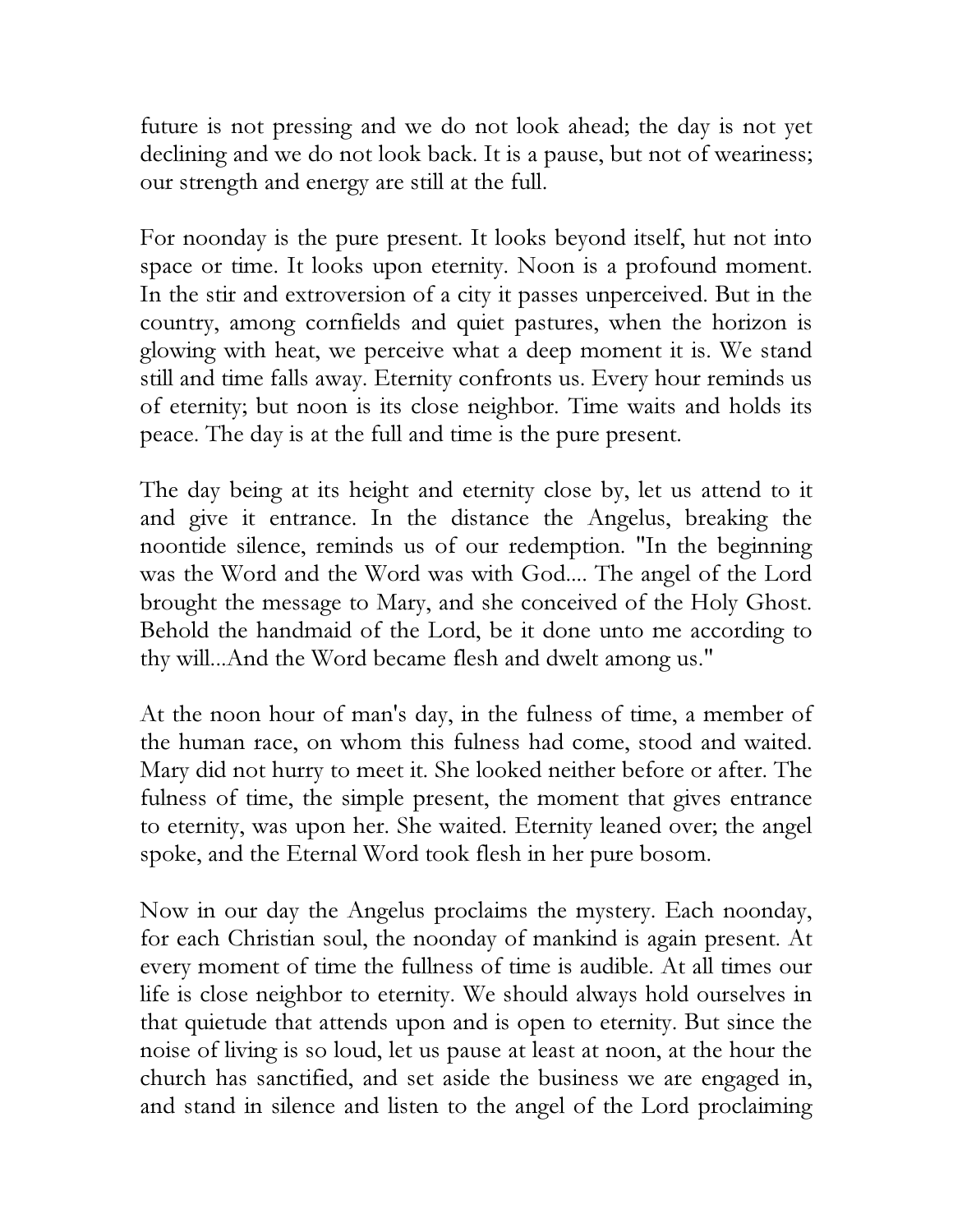future is not pressing and we do not look ahead; the day is not yet declining and we do not look back. It is a pause, but not of weariness; our strength and energy are still at the full.

For noonday is the pure present. It looks beyond itself, hut not into space or time. It looks upon eternity. Noon is a profound moment. In the stir and extroversion of a city it passes unperceived. But in the country, among cornfields and quiet pastures, when the horizon is glowing with heat, we perceive what a deep moment it is. We stand still and time falls away. Eternity confronts us. Every hour reminds us of eternity; but noon is its close neighbor. Time waits and holds its peace. The day is at the full and time is the pure present.

The day being at its height and eternity close by, let us attend to it and give it entrance. In the distance the Angelus, breaking the noontide silence, reminds us of our redemption. "In the beginning was the Word and the Word was with God.... The angel of the Lord brought the message to Mary, and she conceived of the Holy Ghost. Behold the handmaid of the Lord, be it done unto me according to thy will...And the Word became flesh and dwelt among us."

At the noon hour of man's day, in the fulness of time, a member of the human race, on whom this fulness had come, stood and waited. Mary did not hurry to meet it. She looked neither before or after. The fulness of time, the simple present, the moment that gives entrance to eternity, was upon her. She waited. Eternity leaned over; the angel spoke, and the Eternal Word took flesh in her pure bosom.

Now in our day the Angelus proclaims the mystery. Each noonday, for each Christian soul, the noonday of mankind is again present. At every moment of time the fullness of time is audible. At all times our life is close neighbor to eternity. We should always hold ourselves in that quietude that attends upon and is open to eternity. But since the noise of living is so loud, let us pause at least at noon, at the hour the church has sanctified, and set aside the business we are engaged in, and stand in silence and listen to the angel of the Lord proclaiming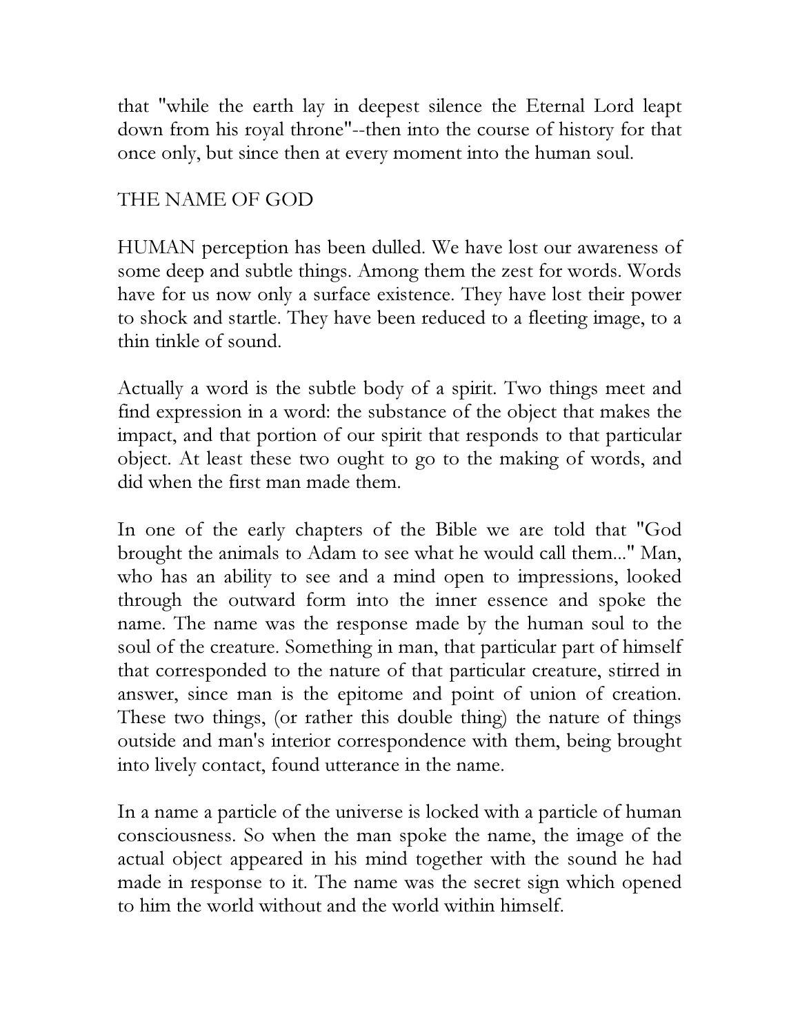that "while the earth lay in deepest silence the Eternal Lord leapt down from his royal throne"--then into the course of history for that once only, but since then at every moment into the human soul.

## THE NAME OF GOD

HUMAN perception has been dulled. We have lost our awareness of some deep and subtle things. Among them the zest for words. Words have for us now only a surface existence. They have lost their power to shock and startle. They have been reduced to a fleeting image, to a thin tinkle of sound.

Actually a word is the subtle body of a spirit. Two things meet and find expression in a word: the substance of the object that makes the impact, and that portion of our spirit that responds to that particular object. At least these two ought to go to the making of words, and did when the first man made them.

In one of the early chapters of the Bible we are told that "God brought the animals to Adam to see what he would call them..." Man, who has an ability to see and a mind open to impressions, looked through the outward form into the inner essence and spoke the name. The name was the response made by the human soul to the soul of the creature. Something in man, that particular part of himself that corresponded to the nature of that particular creature, stirred in answer, since man is the epitome and point of union of creation. These two things, (or rather this double thing) the nature of things outside and man's interior correspondence with them, being brought into lively contact, found utterance in the name.

In a name a particle of the universe is locked with a particle of human consciousness. So when the man spoke the name, the image of the actual object appeared in his mind together with the sound he had made in response to it. The name was the secret sign which opened to him the world without and the world within himself.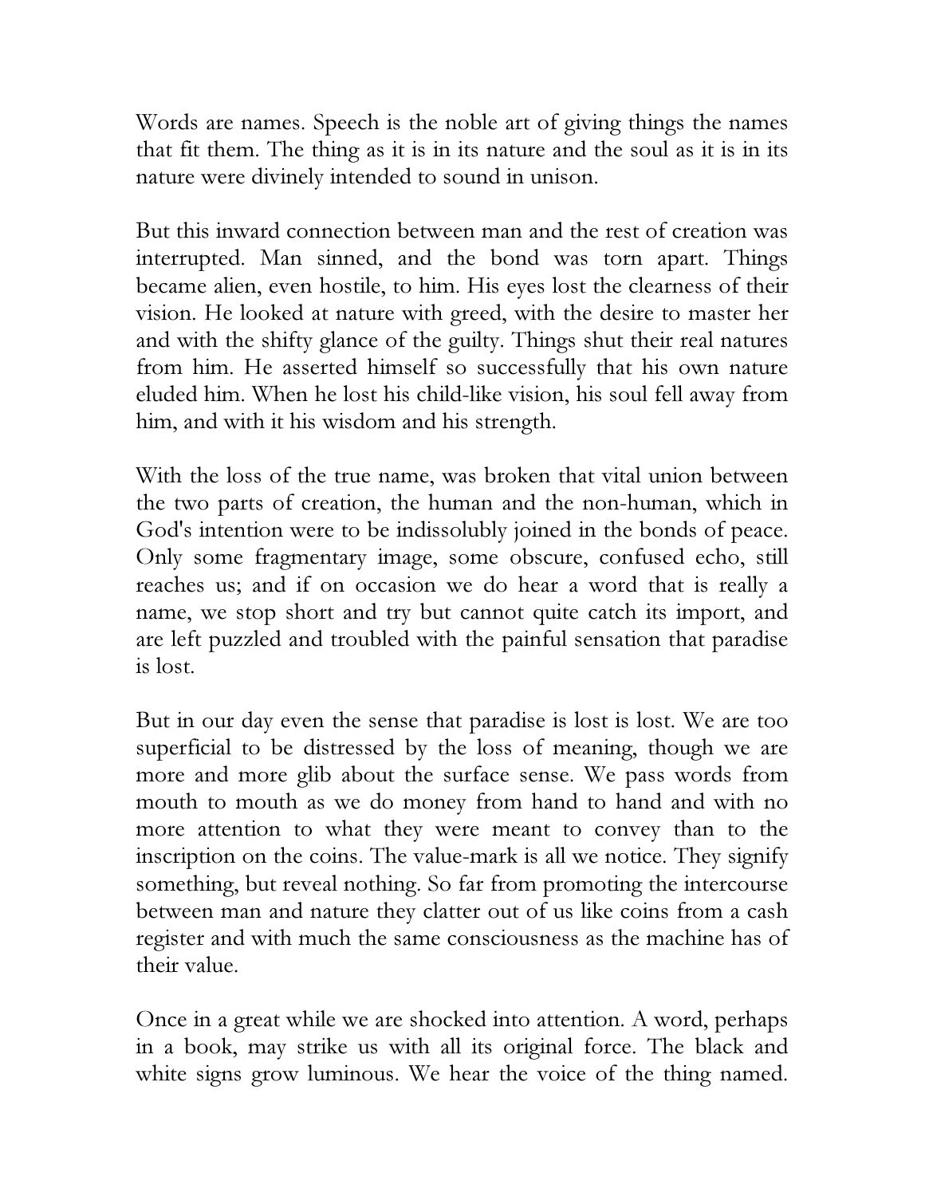Words are names. Speech is the noble art of giving things the names that fit them. The thing as it is in its nature and the soul as it is in its nature were divinely intended to sound in unison.

But this inward connection between man and the rest of creation was interrupted. Man sinned, and the bond was torn apart. Things became alien, even hostile, to him. His eyes lost the clearness of their vision. He looked at nature with greed, with the desire to master her and with the shifty glance of the guilty. Things shut their real natures from him. He asserted himself so successfully that his own nature eluded him. When he lost his child-like vision, his soul fell away from him, and with it his wisdom and his strength.

With the loss of the true name, was broken that vital union between the two parts of creation, the human and the non-human, which in God's intention were to be indissolubly joined in the bonds of peace. Only some fragmentary image, some obscure, confused echo, still reaches us; and if on occasion we do hear a word that is really a name, we stop short and try but cannot quite catch its import, and are left puzzled and troubled with the painful sensation that paradise is lost.

But in our day even the sense that paradise is lost is lost. We are too superficial to be distressed by the loss of meaning, though we are more and more glib about the surface sense. We pass words from mouth to mouth as we do money from hand to hand and with no more attention to what they were meant to convey than to the inscription on the coins. The value-mark is all we notice. They signify something, but reveal nothing. So far from promoting the intercourse between man and nature they clatter out of us like coins from a cash register and with much the same consciousness as the machine has of their value.

Once in a great while we are shocked into attention. A word, perhaps in a book, may strike us with all its original force. The black and white signs grow luminous. We hear the voice of the thing named.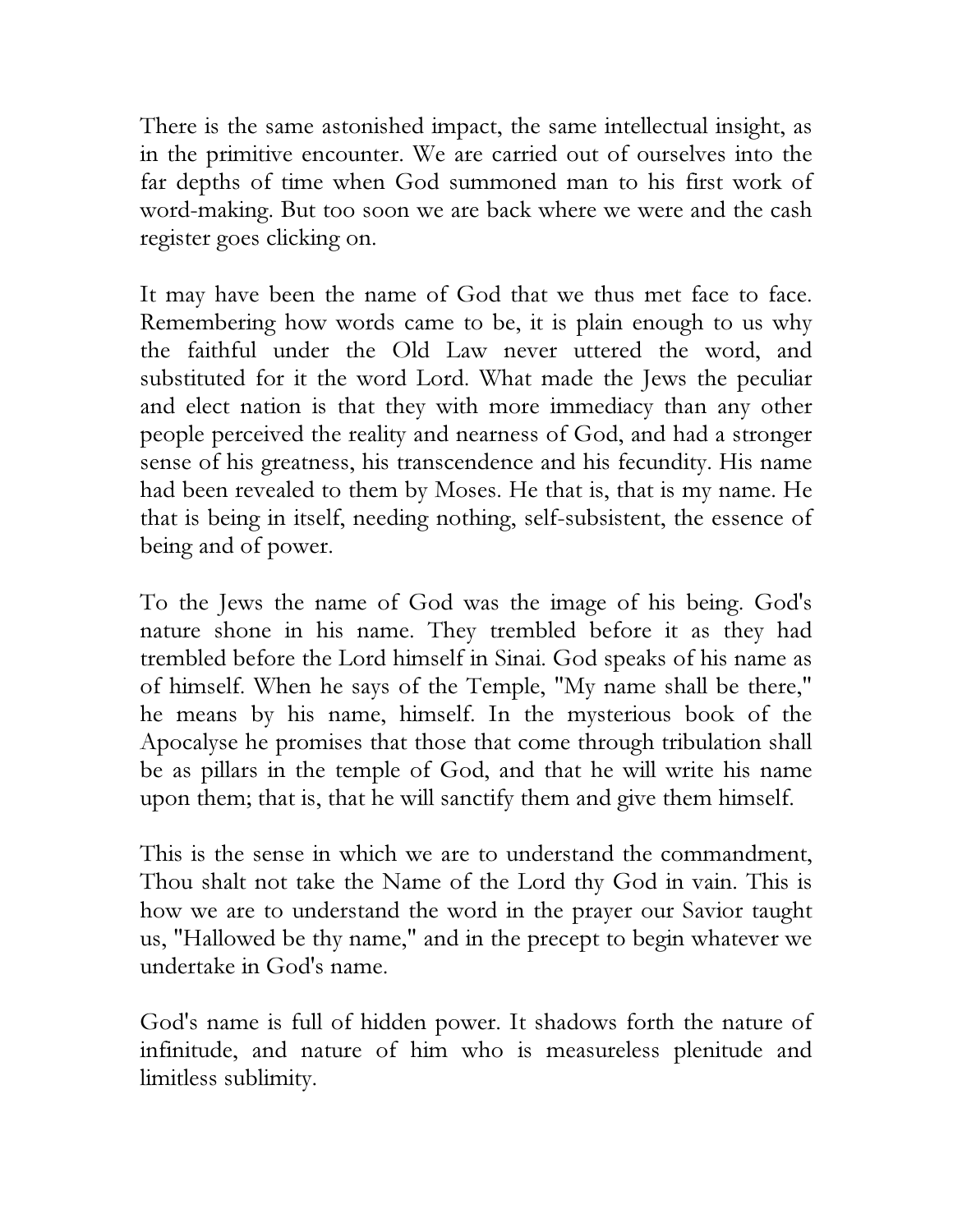There is the same astonished impact, the same intellectual insight, as in the primitive encounter. We are carried out of ourselves into the far depths of time when God summoned man to his first work of word-making. But too soon we are back where we were and the cash register goes clicking on.

It may have been the name of God that we thus met face to face. Remembering how words came to be, it is plain enough to us why the faithful under the Old Law never uttered the word, and substituted for it the word Lord. What made the Jews the peculiar and elect nation is that they with more immediacy than any other people perceived the reality and nearness of God, and had a stronger sense of his greatness, his transcendence and his fecundity. His name had been revealed to them by Moses. He that is, that is my name. He that is being in itself, needing nothing, self-subsistent, the essence of being and of power.

To the Jews the name of God was the image of his being. God's nature shone in his name. They trembled before it as they had trembled before the Lord himself in Sinai. God speaks of his name as of himself. When he says of the Temple, "My name shall be there," he means by his name, himself. In the mysterious book of the Apocalyse he promises that those that come through tribulation shall be as pillars in the temple of God, and that he will write his name upon them; that is, that he will sanctify them and give them himself.

This is the sense in which we are to understand the commandment, Thou shalt not take the Name of the Lord thy God in vain. This is how we are to understand the word in the prayer our Savior taught us, "Hallowed be thy name," and in the precept to begin whatever we undertake in God's name.

God's name is full of hidden power. It shadows forth the nature of infinitude, and nature of him who is measureless plenitude and limitless sublimity.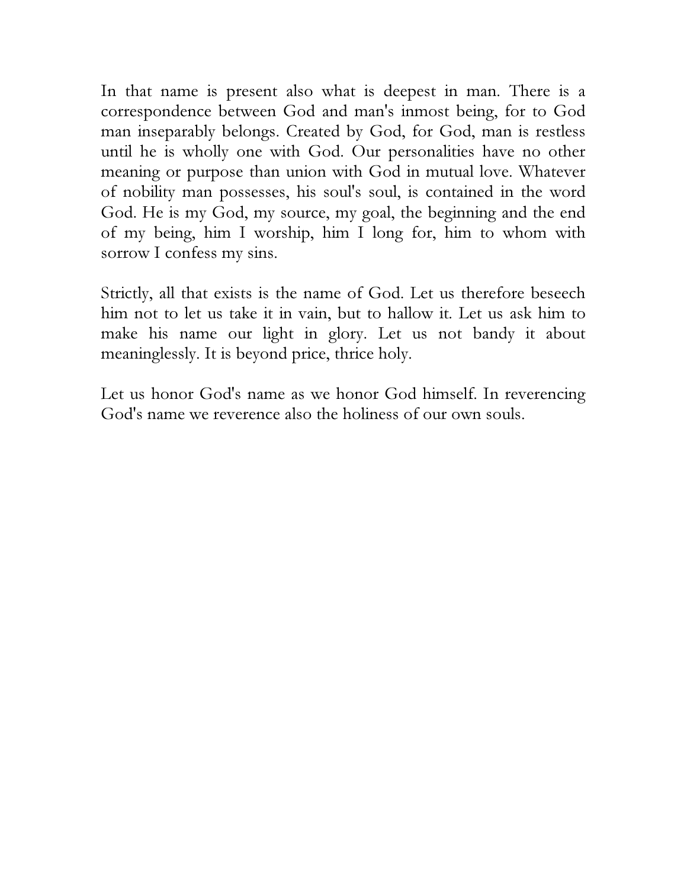In that name is present also what is deepest in man. There is a correspondence between God and man's inmost being, for to God man inseparably belongs. Created by God, for God, man is restless until he is wholly one with God. Our personalities have no other meaning or purpose than union with God in mutual love. Whatever of nobility man possesses, his soul's soul, is contained in the word God. He is my God, my source, my goal, the beginning and the end of my being, him I worship, him I long for, him to whom with sorrow I confess my sins.

Strictly, all that exists is the name of God. Let us therefore beseech him not to let us take it in vain, but to hallow it. Let us ask him to make his name our light in glory. Let us not bandy it about meaninglessly. It is beyond price, thrice holy.

Let us honor God's name as we honor God himself. In reverencing God's name we reverence also the holiness of our own souls.